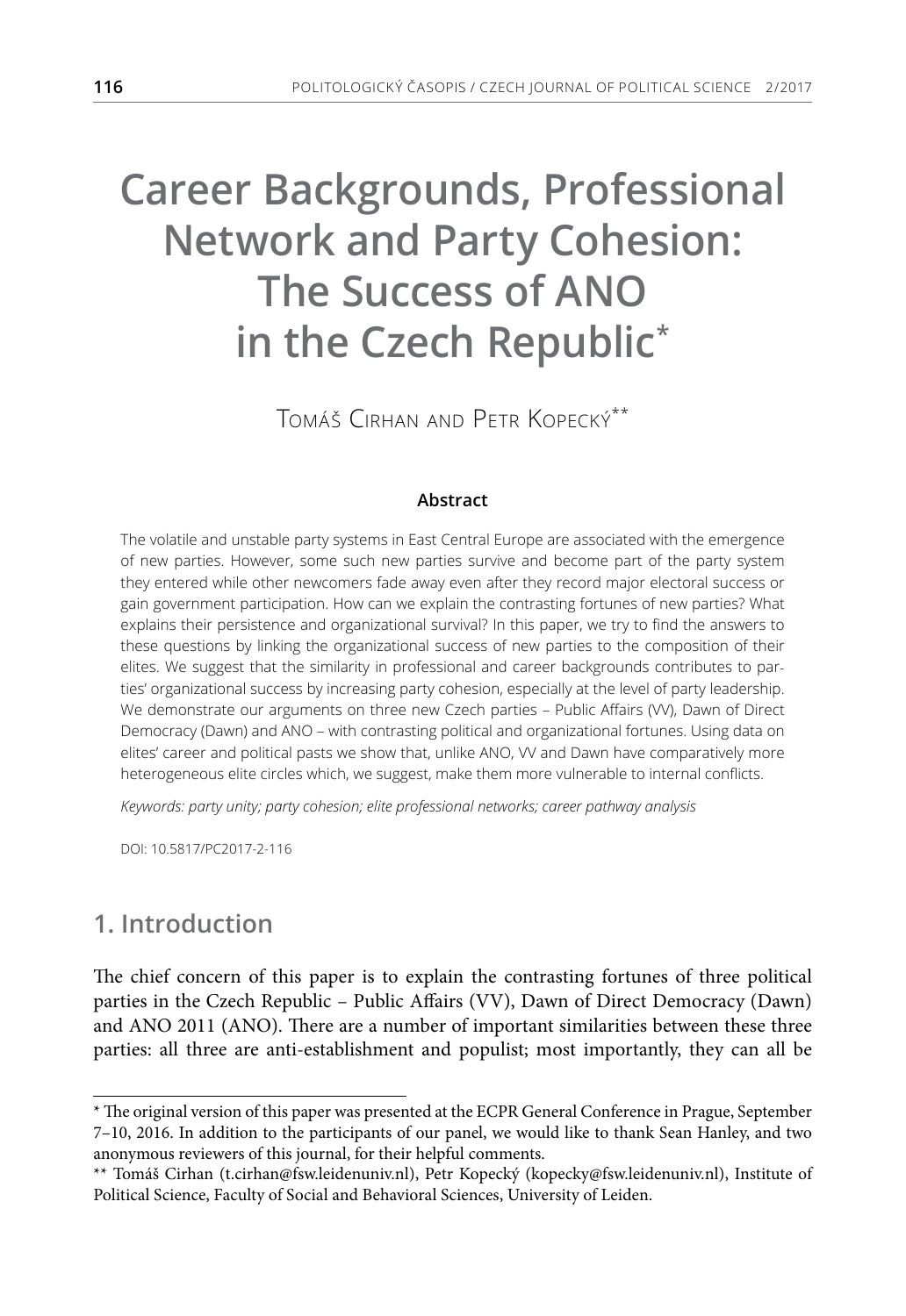# Career Backgrounds, Professional Network and Party Cohesion: The Success of ANO in the Czech Republic*

Tomáš Cirhan and Petr Kopecký**

**Abstract**

The volatile and unstable party systems in East Central Europe are associated with the emergence of new parties. However, some such new parties survive and become part of the party system they entered while other newcomers fade away even after they record major electoral success or gain government participation. How can we explain the contrasting fortunes of new parties? What explains their persistence and organizational survival? In this paper, we try to find the answers to these questions by linking the organizational success of new parties to the composition of their elites. We suggest that the similarity in professional and career backgrounds contributes to parties' organizational success by increasing party cohesion, especially at the level of party leadership. We demonstrate our arguments on three new Czech parties – Public Affairs (VV), Dawn of Direct Democracy (Dawn) and ANO – with contrasting political and organizational fortunes. Using data on elites' career and political pasts we show that, unlike ANO, VV and Dawn have comparatively more heterogeneous elite circles which, we suggest, make them more vulnerable to internal conflicts.

*Keywords: party unity; party cohesion; elite professional networks; career pathway analysis*

DOI: 10.5817/PC2017-2-116

## 1. Introduction

The chief concern of this paper is to explain the contrasting fortunes of three political parties in the Czech Republic – Public Affairs (VV), Dawn of Direct Democracy (Dawn) and ANO 2011 (ANO). There are a number of important similarities between these three parties: all three are anti-establishment and populist; most importantly, they can all be

---

* The original version of this paper was presented at the ECPR General Conference in Prague, September 7–10, 2016. In addition to the participants of our panel, we would like to thank Sean Hanley, and two anonymous reviewers of this journal, for their helpful comments.

** Tomáš Cirhan (t.cirhan@fsw.leidenuniv.nl), Petr Kopecký (kopecky@fsw.leidenuniv.nl), Institute of Political Science, Faculty of Social and Behavioral Sciences, University of Leiden.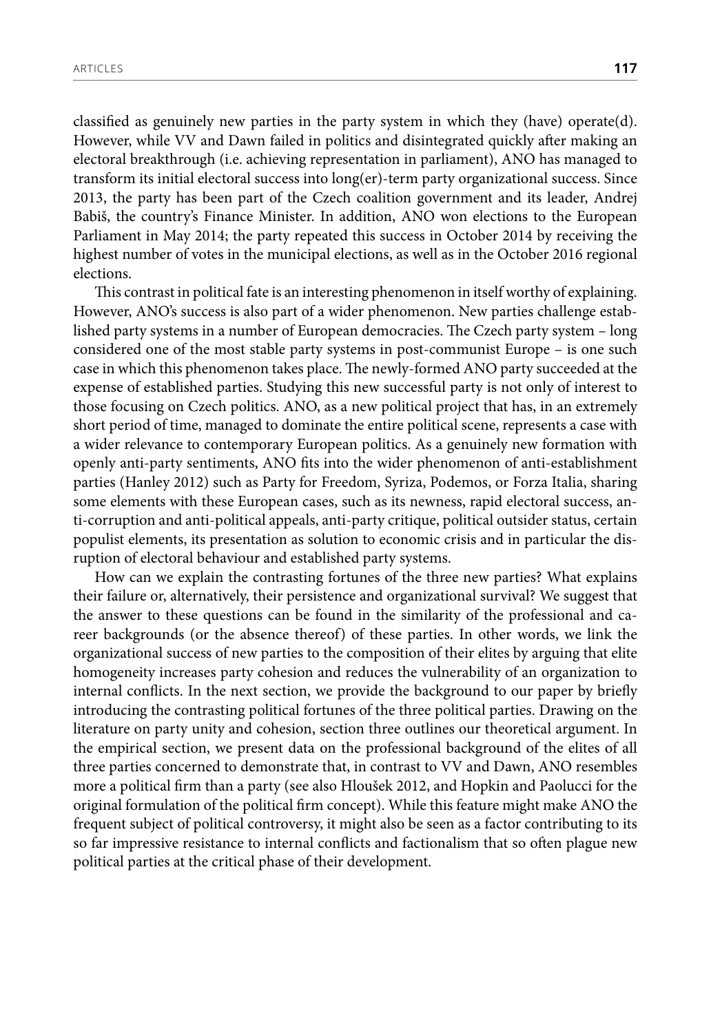classified as genuinely new parties in the party system in which they (have) operate(d). However, while VV and Dawn failed in politics and disintegrated quickly after making an electoral breakthrough (i.e. achieving representation in parliament), ANO has managed to transform its initial electoral success into long(er)-term party organizational success. Since 2013, the party has been part of the Czech coalition government and its leader, Andrej Babiš, the country's Finance Minister. In addition, ANO won elections to the European Parliament in May 2014; the party repeated this success in October 2014 by receiving the highest number of votes in the municipal elections, as well as in the October 2016 regional elections.

This contrast in political fate is an interesting phenomenon in itself worthy of explaining. However, ANO's success is also part of a wider phenomenon. New parties challenge established party systems in a number of European democracies. The Czech party system – long considered one of the most stable party systems in post-communist Europe – is one such case in which this phenomenon takes place. The newly-formed ANO party succeeded at the expense of established parties. Studying this new successful party is not only of interest to those focusing on Czech politics. ANO, as a new political project that has, in an extremely short period of time, managed to dominate the entire political scene, represents a case with a wider relevance to contemporary European politics. As a genuinely new formation with openly anti-party sentiments, ANO fits into the wider phenomenon of anti-establishment parties (Hanley 2012) such as Party for Freedom, Syriza, Podemos, or Forza Italia, sharing some elements with these European cases, such as its newness, rapid electoral success, anti-corruption and anti-political appeals, anti-party critique, political outsider status, certain populist elements, its presentation as solution to economic crisis and in particular the disruption of electoral behaviour and established party systems.

How can we explain the contrasting fortunes of the three new parties? What explains their failure or, alternatively, their persistence and organizational survival? We suggest that the answer to these questions can be found in the similarity of the professional and career backgrounds (or the absence thereof) of these parties. In other words, we link the organizational success of new parties to the composition of their elites by arguing that elite homogeneity increases party cohesion and reduces the vulnerability of an organization to internal conflicts. In the next section, we provide the background to our paper by briefly introducing the contrasting political fortunes of the three political parties. Drawing on the literature on party unity and cohesion, section three outlines our theoretical argument. In the empirical section, we present data on the professional background of the elites of all three parties concerned to demonstrate that, in contrast to VV and Dawn, ANO resembles more a political firm than a party (see also Hloušek 2012, and Hopkin and Paolucci for the original formulation of the political firm concept). While this feature might make ANO the frequent subject of political controversy, it might also be seen as a factor contributing to its so far impressive resistance to internal conflicts and factionalism that so often plague new political parties at the critical phase of their development.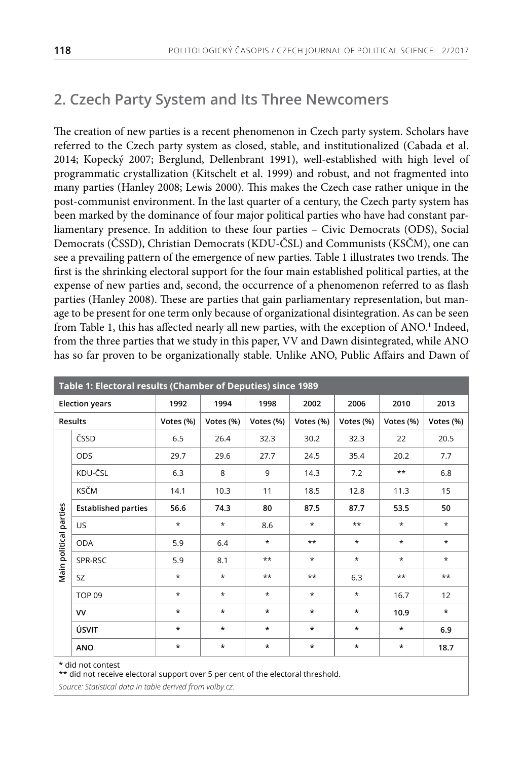## 2. Czech Party System and Its Three Newcomers

The creation of new parties is a recent phenomenon in Czech party system. Scholars have referred to the Czech party system as closed, stable, and institutionalized (Cabada et al. 2014; Kopecký 2007; Berglund, Dellenbrant 1991), well-established with high level of programmatic crystallization (Kitschelt et al. 1999) and robust, and not fragmented into many parties (Hanley 2008; Lewis 2000). This makes the Czech case rather unique in the post-communist environment. In the last quarter of a century, the Czech party system has been marked by the dominance of four major political parties who have had constant parliamentary presence. In addition to these four parties – Civic Democrats (ODS), Social Democrats (ČSSD), Christian Democrats (KDU-ČSL) and Communists (KSČM), one can see a prevailing pattern of the emergence of new parties. Table 1 illustrates two trends. The first is the shrinking electoral support for the four main established political parties, at the expense of new parties and, second, the occurrence of a phenomenon referred to as flash parties (Hanley 2008). These are parties that gain parliamentary representation, but manage to be present for one term only because of organizational disintegration. As can be seen from Table 1, this has affected nearly all new parties, with the exception of ANO.[1] Indeed, from the three parties that we study in this paper, VV and Dawn disintegrated, while ANO has so far proven to be organizationally stable. Unlike ANO, Public Affairs and Dawn of

**Table 1: Electoral results (Chamber of Deputies) since 1989**

| | Election years | 1992 | 1994 | 1998 | 2002 | 2006 | 2010 | 2013 |
|---|---|---|---|---|---|---|---|---|
| | Results | Votes (%) | Votes (%) | Votes (%) | Votes (%) | Votes (%) | Votes (%) | Votes (%) |
| Main political parties | ČSSD | 6.5 | 26.4 | 32.3 | 30.2 | 32.3 | 22 | 20.5 |
| | ODS | 29.7 | 29.6 | 27.7 | 24.5 | 35.4 | 20.2 | 7.7 |
| | KDU-ČSL | 6.3 | 8 | 9 | 14.3 | 7.2 | ** | 6.8 |
| | KSČM | 14.1 | 10.3 | 11 | 18.5 | 12.8 | 11.3 | 15 |
| | **Established parties** | **56.6** | **74.3** | **80** | **87.5** | **87.7** | **53.5** | **50** |
| | US | * | * | 8.6 | * | ** | * | * |
| | ODA | 5.9 | 6.4 | * | ** | * | * | * |
| | SPR-RSC | 5.9 | 8.1 | ** | * | * | * | * |
| | SZ | * | * | ** | ** | 6.3 | ** | ** |
| | TOP 09 | * | * | * | * | * | 16.7 | 12 |
| | **VV** | * | * | * | * | * | **10.9** | * |
| | **ÚSVIT** | * | * | * | * | * | * | **6.9** |
| | **ANO** | * | * | * | * | * | * | **18.7** |

* did not contest
** did not receive electoral support over 5 per cent of the electoral threshold.

*Source: Statistical data in table derived from volby.cz.*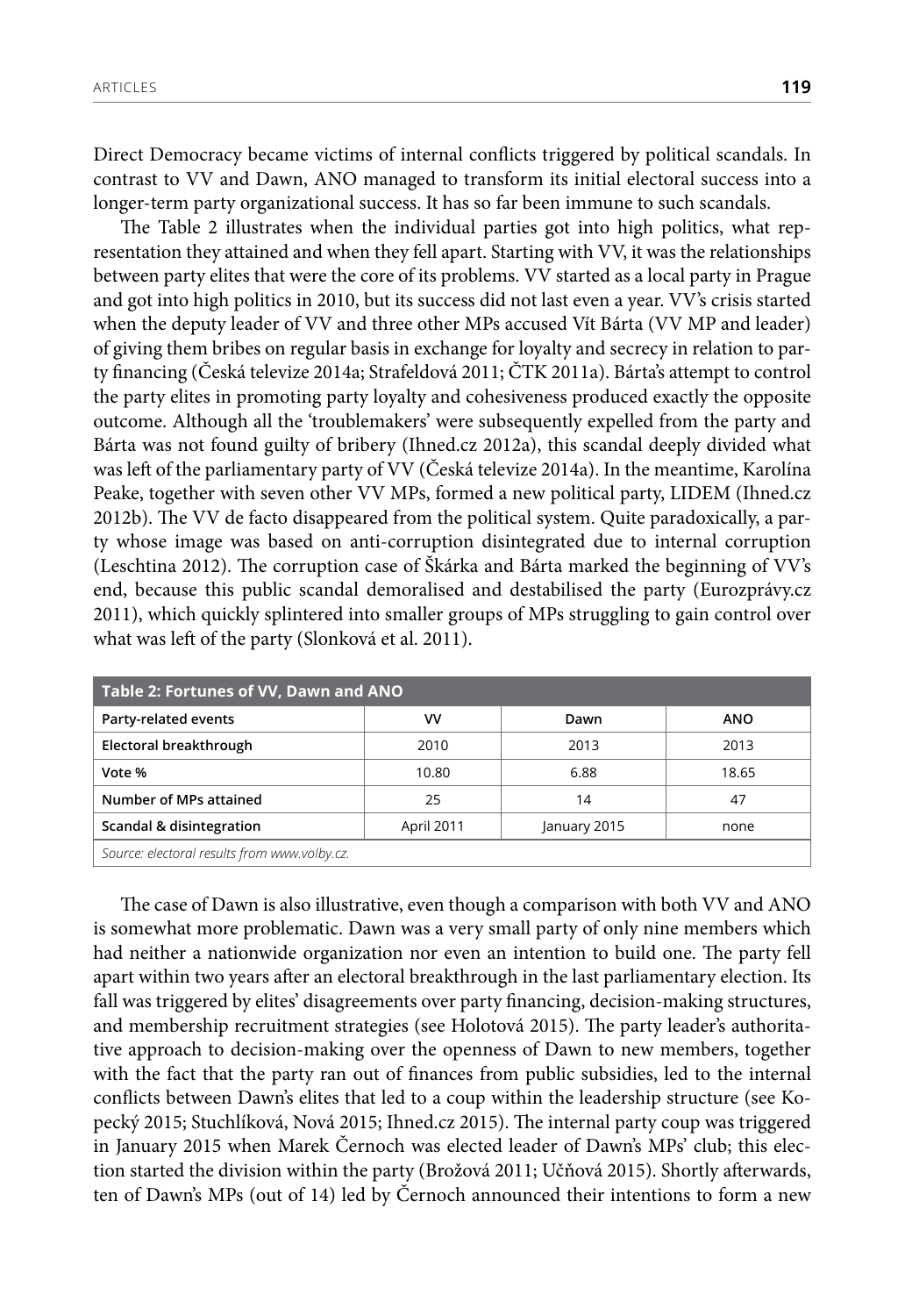Direct Democracy became victims of internal conflicts triggered by political scandals. In contrast to VV and Dawn, ANO managed to transform its initial electoral success into a longer-term party organizational success. It has so far been immune to such scandals.

The Table 2 illustrates when the individual parties got into high politics, what representation they attained and when they fell apart. Starting with VV, it was the relationships between party elites that were the core of its problems. VV started as a local party in Prague and got into high politics in 2010, but its success did not last even a year. VV's crisis started when the deputy leader of VV and three other MPs accused Vít Bárta (VV MP and leader) of giving them bribes on regular basis in exchange for loyalty and secrecy in relation to party financing (Česká televize 2014a; Strafeldová 2011; ČTK 2011a). Bárta's attempt to control the party elites in promoting party loyalty and cohesiveness produced exactly the opposite outcome. Although all the 'troublemakers' were subsequently expelled from the party and Bárta was not found guilty of bribery (Ihned.cz 2012a), this scandal deeply divided what was left of the parliamentary party of VV (Česká televize 2014a). In the meantime, Karolína Peake, together with seven other VV MPs, formed a new political party, LIDEM (Ihned.cz 2012b). The VV de facto disappeared from the political system. Quite paradoxically, a party whose image was based on anti-corruption disintegrated due to internal corruption (Leschtina 2012). The corruption case of Škárka and Bárta marked the beginning of VV's end, because this public scandal demoralised and destabilised the party (Eurozprávy.cz 2011), which quickly splintered into smaller groups of MPs struggling to gain control over what was left of the party (Slonková et al. 2011).

**Table 2: Fortunes of VV, Dawn and ANO**

| Party-related events | VV | Dawn | ANO |
|---|---|---|---|
| Electoral breakthrough | 2010 | 2013 | 2013 |
| Vote % | 10.80 | 6.88 | 18.65 |
| Number of MPs attained | 25 | 14 | 47 |
| Scandal & disintegration | April 2011 | January 2015 | none |

*Source: electoral results from www.volby.cz.*

The case of Dawn is also illustrative, even though a comparison with both VV and ANO is somewhat more problematic. Dawn was a very small party of only nine members which had neither a nationwide organization nor even an intention to build one. The party fell apart within two years after an electoral breakthrough in the last parliamentary election. Its fall was triggered by elites' disagreements over party financing, decision-making structures, and membership recruitment strategies (see Holotová 2015). The party leader's authoritative approach to decision-making over the openness of Dawn to new members, together with the fact that the party ran out of finances from public subsidies, led to the internal conflicts between Dawn's elites that led to a coup within the leadership structure (see Kopecký 2015; Stuchlíková, Nová 2015; Ihned.cz 2015). The internal party coup was triggered in January 2015 when Marek Černoch was elected leader of Dawn's MPs' club; this election started the division within the party (Brožová 2011; Učňová 2015). Shortly afterwards, ten of Dawn's MPs (out of 14) led by Černoch announced their intentions to form a new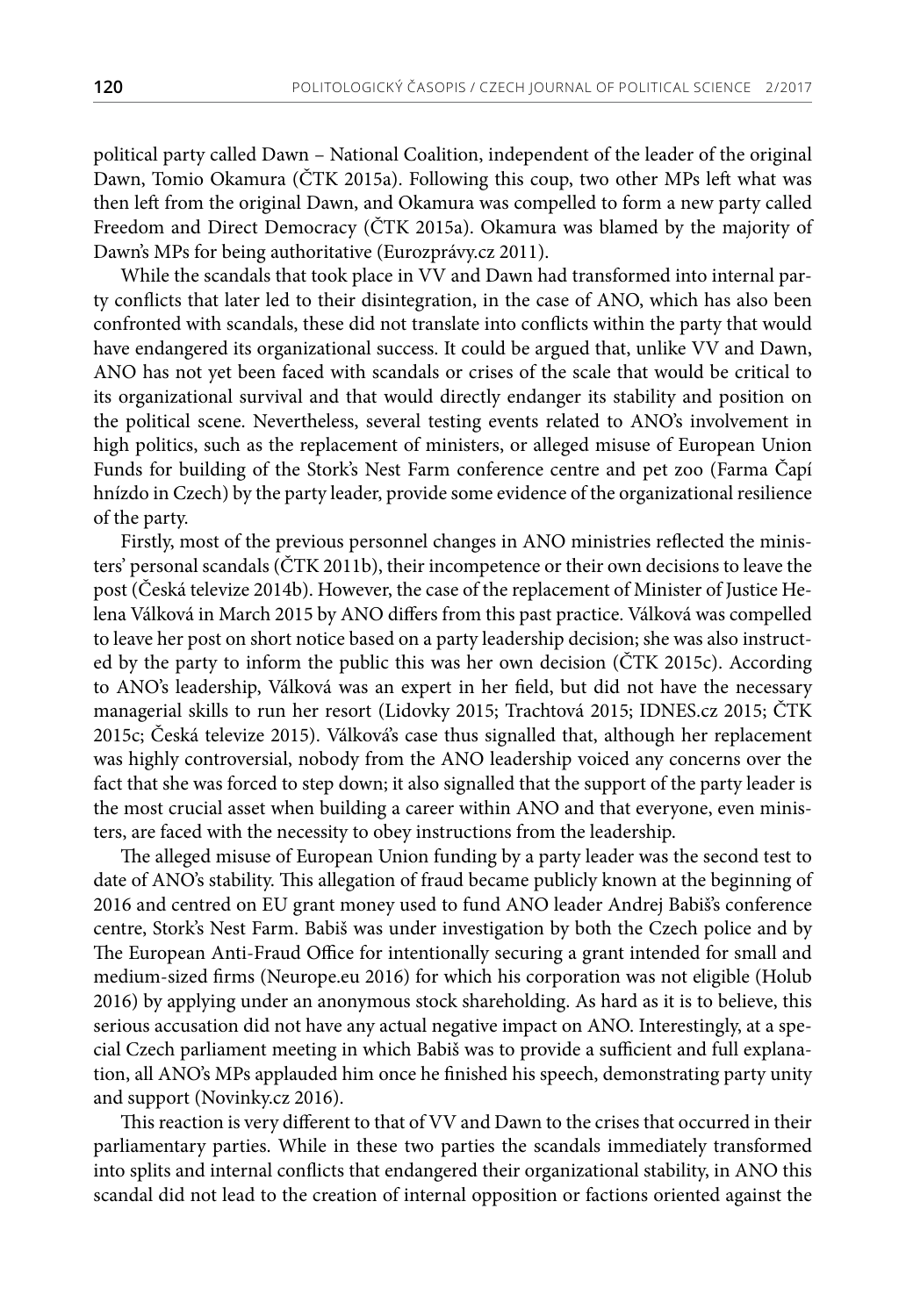political party called Dawn – National Coalition, independent of the leader of the original Dawn, Tomio Okamura (ČTK 2015a). Following this coup, two other MPs left what was then left from the original Dawn, and Okamura was compelled to form a new party called Freedom and Direct Democracy (ČTK 2015a). Okamura was blamed by the majority of Dawn's MPs for being authoritative (Eurozprávy.cz 2011).

While the scandals that took place in VV and Dawn had transformed into internal party conflicts that later led to their disintegration, in the case of ANO, which has also been confronted with scandals, these did not translate into conflicts within the party that would have endangered its organizational success. It could be argued that, unlike VV and Dawn, ANO has not yet been faced with scandals or crises of the scale that would be critical to its organizational survival and that would directly endanger its stability and position on the political scene. Nevertheless, several testing events related to ANO's involvement in high politics, such as the replacement of ministers, or alleged misuse of European Union Funds for building of the Stork's Nest Farm conference centre and pet zoo (Farma Čapí hnízdo in Czech) by the party leader, provide some evidence of the organizational resilience of the party.

Firstly, most of the previous personnel changes in ANO ministries reflected the ministers' personal scandals (ČTK 2011b), their incompetence or their own decisions to leave the post (Česká televize 2014b). However, the case of the replacement of Minister of Justice Helena Válková in March 2015 by ANO differs from this past practice. Válková was compelled to leave her post on short notice based on a party leadership decision; she was also instructed by the party to inform the public this was her own decision (ČTK 2015c). According to ANO's leadership, Válková was an expert in her field, but did not have the necessary managerial skills to run her resort (Lidovky 2015; Trachtová 2015; IDNES.cz 2015; ČTK 2015c; Česká televize 2015). Válková's case thus signalled that, although her replacement was highly controversial, nobody from the ANO leadership voiced any concerns over the fact that she was forced to step down; it also signalled that the support of the party leader is the most crucial asset when building a career within ANO and that everyone, even ministers, are faced with the necessity to obey instructions from the leadership.

The alleged misuse of European Union funding by a party leader was the second test to date of ANO's stability. This allegation of fraud became publicly known at the beginning of 2016 and centred on EU grant money used to fund ANO leader Andrej Babiš's conference centre, Stork's Nest Farm. Babiš was under investigation by both the Czech police and by The European Anti-Fraud Office for intentionally securing a grant intended for small and medium-sized firms (Neurope.eu 2016) for which his corporation was not eligible (Holub 2016) by applying under an anonymous stock shareholding. As hard as it is to believe, this serious accusation did not have any actual negative impact on ANO. Interestingly, at a special Czech parliament meeting in which Babiš was to provide a sufficient and full explanation, all ANO's MPs applauded him once he finished his speech, demonstrating party unity and support (Novinky.cz 2016).

This reaction is very different to that of VV and Dawn to the crises that occurred in their parliamentary parties. While in these two parties the scandals immediately transformed into splits and internal conflicts that endangered their organizational stability, in ANO this scandal did not lead to the creation of internal opposition or factions oriented against the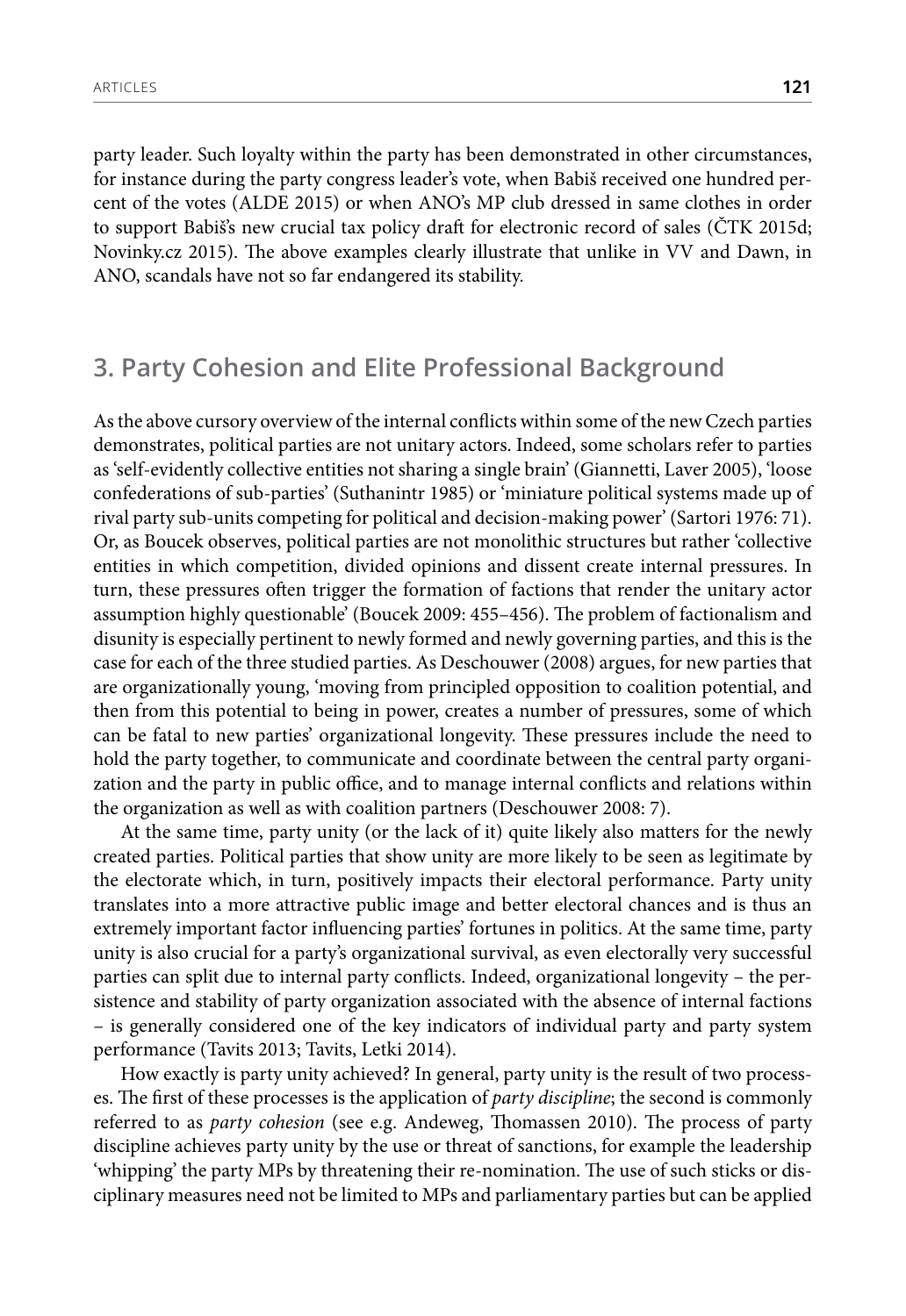party leader. Such loyalty within the party has been demonstrated in other circumstances, for instance during the party congress leader's vote, when Babiš received one hundred percent of the votes (ALDE 2015) or when ANO's MP club dressed in same clothes in order to support Babiš's new crucial tax policy draft for electronic record of sales (ČTK 2015d; Novinky.cz 2015). The above examples clearly illustrate that unlike in VV and Dawn, in ANO, scandals have not so far endangered its stability.

## 3. Party Cohesion and Elite Professional Background

As the above cursory overview of the internal conflicts within some of the new Czech parties demonstrates, political parties are not unitary actors. Indeed, some scholars refer to parties as 'self-evidently collective entities not sharing a single brain' (Giannetti, Laver 2005), 'loose confederations of sub-parties' (Suthanintr 1985) or 'miniature political systems made up of rival party sub-units competing for political and decision-making power' (Sartori 1976: 71). Or, as Boucek observes, political parties are not monolithic structures but rather 'collective entities in which competition, divided opinions and dissent create internal pressures. In turn, these pressures often trigger the formation of factions that render the unitary actor assumption highly questionable' (Boucek 2009: 455–456). The problem of factionalism and disunity is especially pertinent to newly formed and newly governing parties, and this is the case for each of the three studied parties. As Deschouwer (2008) argues, for new parties that are organizationally young, 'moving from principled opposition to coalition potential, and then from this potential to being in power, creates a number of pressures, some of which can be fatal to new parties' organizational longevity. These pressures include the need to hold the party together, to communicate and coordinate between the central party organization and the party in public office, and to manage internal conflicts and relations within the organization as well as with coalition partners (Deschouwer 2008: 7).

At the same time, party unity (or the lack of it) quite likely also matters for the newly created parties. Political parties that show unity are more likely to be seen as legitimate by the electorate which, in turn, positively impacts their electoral performance. Party unity translates into a more attractive public image and better electoral chances and is thus an extremely important factor influencing parties' fortunes in politics. At the same time, party unity is also crucial for a party's organizational survival, as even electorally very successful parties can split due to internal party conflicts. Indeed, organizational longevity – the persistence and stability of party organization associated with the absence of internal factions – is generally considered one of the key indicators of individual party and party system performance (Tavits 2013; Tavits, Letki 2014).

How exactly is party unity achieved? In general, party unity is the result of two processes. The first of these processes is the application of *party discipline*; the second is commonly referred to as *party cohesion* (see e.g. Andeweg, Thomassen 2010). The process of party discipline achieves party unity by the use or threat of sanctions, for example the leadership 'whipping' the party MPs by threatening their re-nomination. The use of such sticks or disciplinary measures need not be limited to MPs and parliamentary parties but can be applied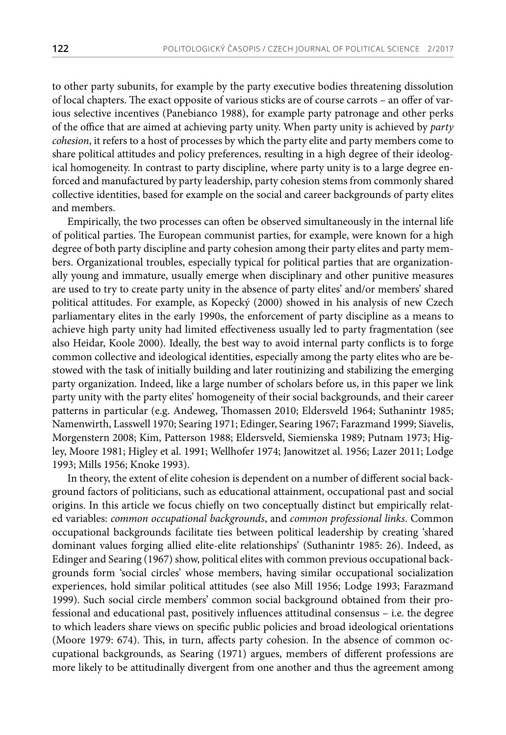to other party subunits, for example by the party executive bodies threatening dissolution of local chapters. The exact opposite of various sticks are of course carrots – an offer of various selective incentives (Panebianco 1988), for example party patronage and other perks of the office that are aimed at achieving party unity. When party unity is achieved by *party cohesion*, it refers to a host of processes by which the party elite and party members come to share political attitudes and policy preferences, resulting in a high degree of their ideological homogeneity. In contrast to party discipline, where party unity is to a large degree enforced and manufactured by party leadership, party cohesion stems from commonly shared collective identities, based for example on the social and career backgrounds of party elites and members.

Empirically, the two processes can often be observed simultaneously in the internal life of political parties. The European communist parties, for example, were known for a high degree of both party discipline and party cohesion among their party elites and party members. Organizational troubles, especially typical for political parties that are organizationally young and immature, usually emerge when disciplinary and other punitive measures are used to try to create party unity in the absence of party elites' and/or members' shared political attitudes. For example, as Kopecký (2000) showed in his analysis of new Czech parliamentary elites in the early 1990s, the enforcement of party discipline as a means to achieve high party unity had limited effectiveness usually led to party fragmentation (see also Heidar, Koole 2000). Ideally, the best way to avoid internal party conflicts is to forge common collective and ideological identities, especially among the party elites who are bestowed with the task of initially building and later routinizing and stabilizing the emerging party organization. Indeed, like a large number of scholars before us, in this paper we link party unity with the party elites' homogeneity of their social backgrounds, and their career patterns in particular (e.g. Andeweg, Thomassen 2010; Eldersveld 1964; Suthanintr 1985; Namenwirth, Lasswell 1970; Searing 1971; Edinger, Searing 1967; Farazmand 1999; Siavelis, Morgenstern 2008; Kim, Patterson 1988; Eldersveld, Siemienska 1989; Putnam 1973; Higley, Moore 1981; Higley et al. 1991; Wellhofer 1974; Janowitzet al. 1956; Lazer 2011; Lodge 1993; Mills 1956; Knoke 1993).

In theory, the extent of elite cohesion is dependent on a number of different social background factors of politicians, such as educational attainment, occupational past and social origins. In this article we focus chiefly on two conceptually distinct but empirically related variables: *common occupational backgrounds*, and *common professional links*. Common occupational backgrounds facilitate ties between political leadership by creating 'shared dominant values forging allied elite-elite relationships' (Suthanintr 1985: 26). Indeed, as Edinger and Searing (1967) show, political elites with common previous occupational backgrounds form 'social circles' whose members, having similar occupational socialization experiences, hold similar political attitudes (see also Mill 1956; Lodge 1993; Farazmand 1999). Such social circle members' common social background obtained from their professional and educational past, positively influences attitudinal consensus – i.e. the degree to which leaders share views on specific public policies and broad ideological orientations (Moore 1979: 674). This, in turn, affects party cohesion. In the absence of common occupational backgrounds, as Searing (1971) argues, members of different professions are more likely to be attitudinally divergent from one another and thus the agreement among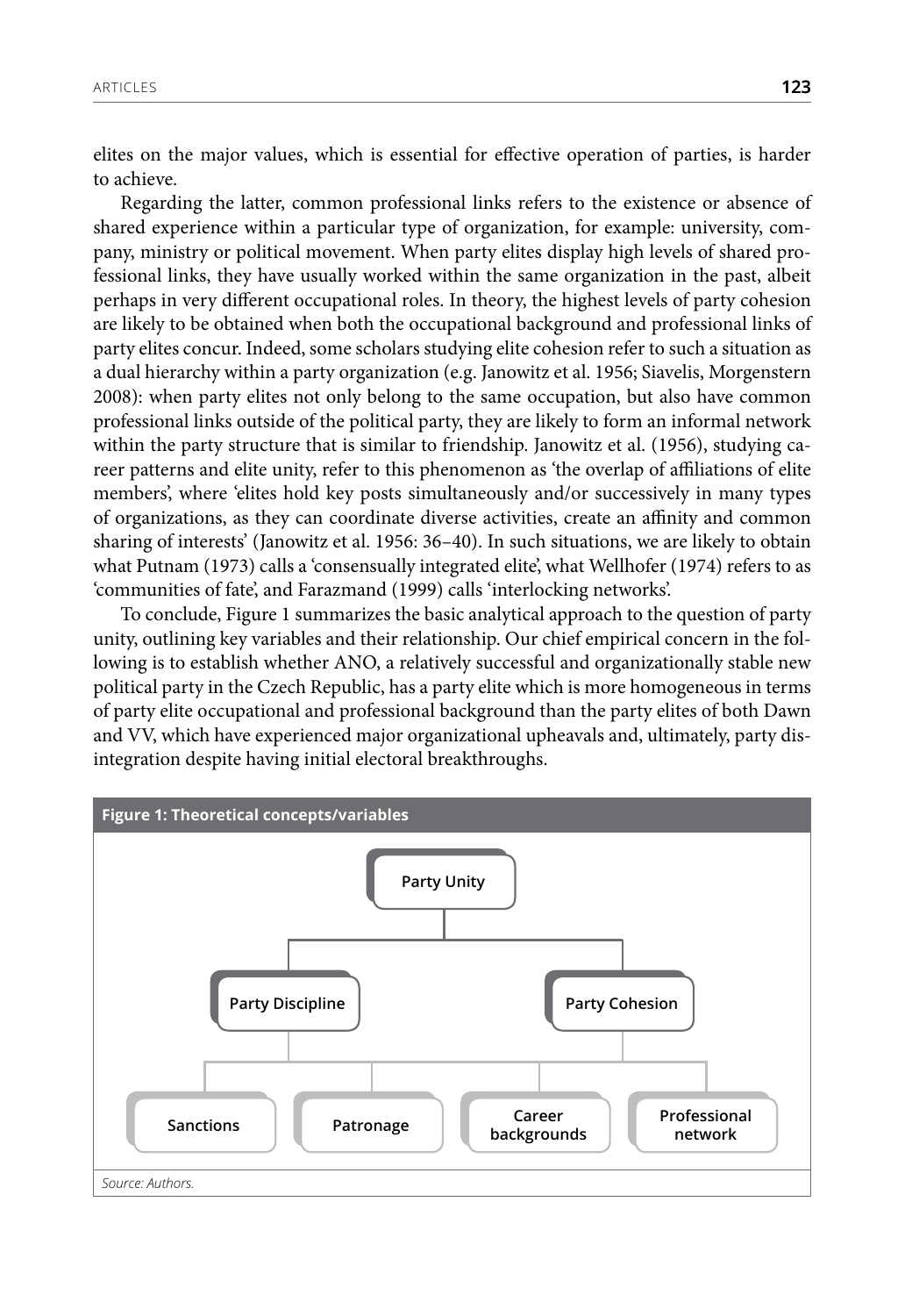elites on the major values, which is essential for effective operation of parties, is harder to achieve.

Regarding the latter, common professional links refers to the existence or absence of shared experience within a particular type of organization, for example: university, company, ministry or political movement. When party elites display high levels of shared professional links, they have usually worked within the same organization in the past, albeit perhaps in very different occupational roles. In theory, the highest levels of party cohesion are likely to be obtained when both the occupational background and professional links of party elites concur. Indeed, some scholars studying elite cohesion refer to such a situation as a dual hierarchy within a party organization (e.g. Janowitz et al. 1956; Siavelis, Morgenstern 2008): when party elites not only belong to the same occupation, but also have common professional links outside of the political party, they are likely to form an informal network within the party structure that is similar to friendship. Janowitz et al. (1956), studying career patterns and elite unity, refer to this phenomenon as 'the overlap of affiliations of elite members', where 'elites hold key posts simultaneously and/or successively in many types of organizations, as they can coordinate diverse activities, create an affinity and common sharing of interests' (Janowitz et al. 1956: 36–40). In such situations, we are likely to obtain what Putnam (1973) calls a 'consensually integrated elite', what Wellhofer (1974) refers to as 'communities of fate', and Farazmand (1999) calls 'interlocking networks'.

To conclude, Figure 1 summarizes the basic analytical approach to the question of party unity, outlining key variables and their relationship. Our chief empirical concern in the following is to establish whether ANO, a relatively successful and organizationally stable new political party in the Czech Republic, has a party elite which is more homogeneous in terms of party elite occupational and professional background than the party elites of both Dawn and VV, which have experienced major organizational upheavals and, ultimately, party disintegration despite having initial electoral breakthroughs.

**Figure 1: Theoretical concepts/variables**

- Party Unity
  - Party Discipline
    - Sanctions
    - Patronage
  - Party Cohesion
    - Career backgrounds
    - Professional network

*Source: Authors.*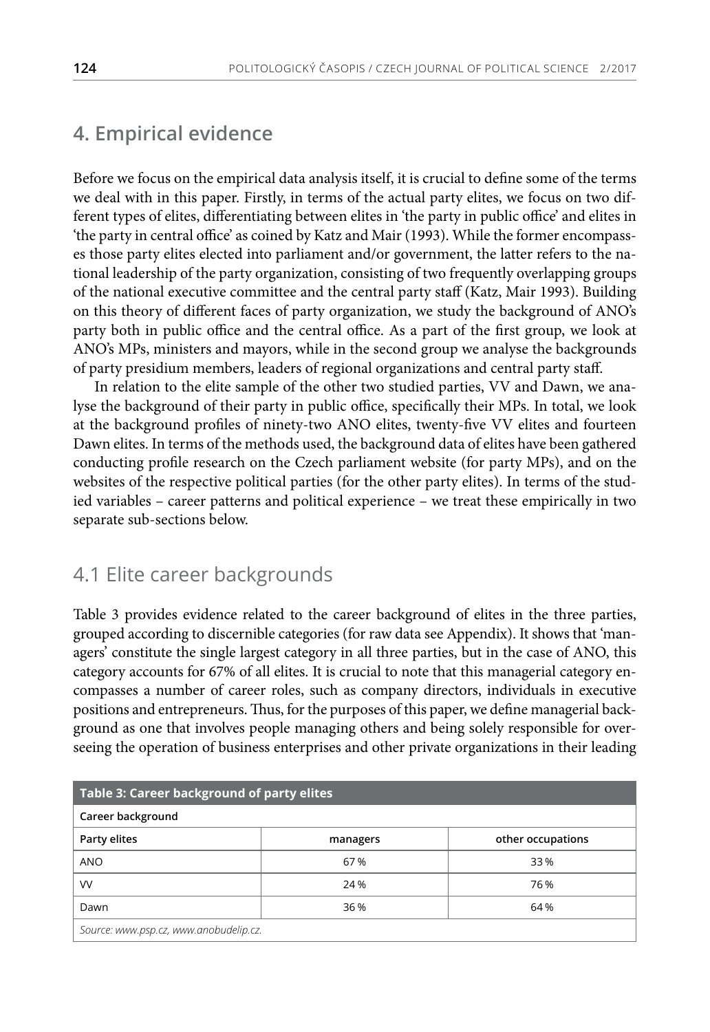## 4. Empirical evidence

Before we focus on the empirical data analysis itself, it is crucial to define some of the terms we deal with in this paper. Firstly, in terms of the actual party elites, we focus on two different types of elites, differentiating between elites in 'the party in public office' and elites in 'the party in central office' as coined by Katz and Mair (1993). While the former encompasses those party elites elected into parliament and/or government, the latter refers to the national leadership of the party organization, consisting of two frequently overlapping groups of the national executive committee and the central party staff (Katz, Mair 1993). Building on this theory of different faces of party organization, we study the background of ANO's party both in public office and the central office. As a part of the first group, we look at ANO's MPs, ministers and mayors, while in the second group we analyse the backgrounds of party presidium members, leaders of regional organizations and central party staff.

In relation to the elite sample of the other two studied parties, VV and Dawn, we analyse the background of their party in public office, specifically their MPs. In total, we look at the background profiles of ninety-two ANO elites, twenty-five VV elites and fourteen Dawn elites. In terms of the methods used, the background data of elites have been gathered conducting profile research on the Czech parliament website (for party MPs), and on the websites of the respective political parties (for the other party elites). In terms of the studied variables – career patterns and political experience – we treat these empirically in two separate sub-sections below.

### 4.1 Elite career backgrounds

Table 3 provides evidence related to the career background of elites in the three parties, grouped according to discernible categories (for raw data see Appendix). It shows that 'managers' constitute the single largest category in all three parties, but in the case of ANO, this category accounts for 67% of all elites. It is crucial to note that this managerial category encompasses a number of career roles, such as company directors, individuals in executive positions and entrepreneurs. Thus, for the purposes of this paper, we define managerial background as one that involves people managing others and being solely responsible for overseeing the operation of business enterprises and other private organizations in their leading

**Table 3: Career background of party elites**

| Career background | | |
|---|---|---|
| **Party elites** | **managers** | **other occupations** |
| ANO | 67 % | 33 % |
| VV | 24 % | 76 % |
| Dawn | 36 % | 64 % |

*Source: www.psp.cz, www.anobudelip.cz.*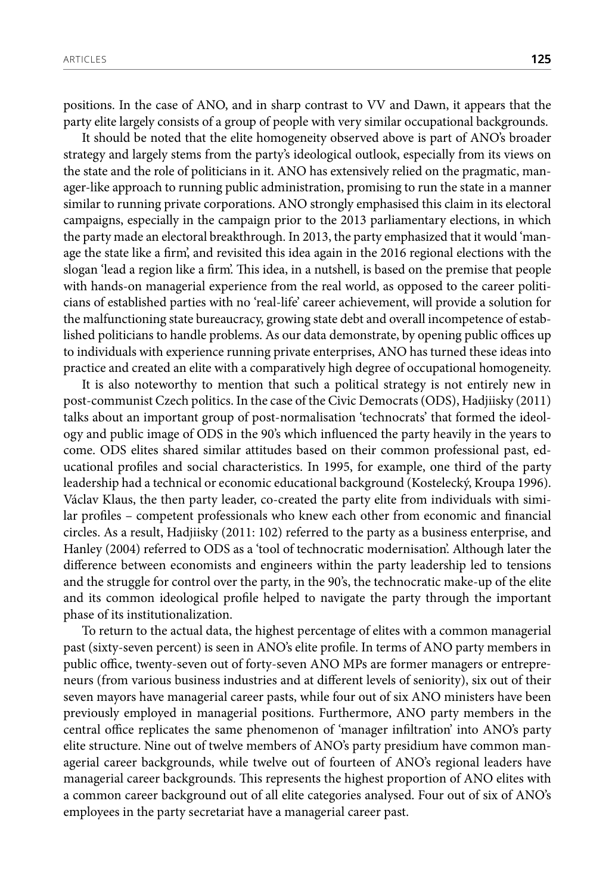positions. In the case of ANO, and in sharp contrast to VV and Dawn, it appears that the party elite largely consists of a group of people with very similar occupational backgrounds.

It should be noted that the elite homogeneity observed above is part of ANO's broader strategy and largely stems from the party's ideological outlook, especially from its views on the state and the role of politicians in it. ANO has extensively relied on the pragmatic, manager-like approach to running public administration, promising to run the state in a manner similar to running private corporations. ANO strongly emphasised this claim in its electoral campaigns, especially in the campaign prior to the 2013 parliamentary elections, in which the party made an electoral breakthrough. In 2013, the party emphasized that it would 'manage the state like a firm', and revisited this idea again in the 2016 regional elections with the slogan 'lead a region like a firm'. This idea, in a nutshell, is based on the premise that people with hands-on managerial experience from the real world, as opposed to the career politicians of established parties with no 'real-life' career achievement, will provide a solution for the malfunctioning state bureaucracy, growing state debt and overall incompetence of established politicians to handle problems. As our data demonstrate, by opening public offices up to individuals with experience running private enterprises, ANO has turned these ideas into practice and created an elite with a comparatively high degree of occupational homogeneity.

It is also noteworthy to mention that such a political strategy is not entirely new in post-communist Czech politics. In the case of the Civic Democrats (ODS), Hadjiisky (2011) talks about an important group of post-normalisation 'technocrats' that formed the ideology and public image of ODS in the 90's which influenced the party heavily in the years to come. ODS elites shared similar attitudes based on their common professional past, educational profiles and social characteristics. In 1995, for example, one third of the party leadership had a technical or economic educational background (Kostelecký, Kroupa 1996). Václav Klaus, the then party leader, co-created the party elite from individuals with similar profiles – competent professionals who knew each other from economic and financial circles. As a result, Hadjiisky (2011: 102) referred to the party as a business enterprise, and Hanley (2004) referred to ODS as a 'tool of technocratic modernisation'. Although later the difference between economists and engineers within the party leadership led to tensions and the struggle for control over the party, in the 90's, the technocratic make-up of the elite and its common ideological profile helped to navigate the party through the important phase of its institutionalization.

To return to the actual data, the highest percentage of elites with a common managerial past (sixty-seven percent) is seen in ANO's elite profile. In terms of ANO party members in public office, twenty-seven out of forty-seven ANO MPs are former managers or entrepreneurs (from various business industries and at different levels of seniority), six out of their seven mayors have managerial career pasts, while four out of six ANO ministers have been previously employed in managerial positions. Furthermore, ANO party members in the central office replicates the same phenomenon of 'manager infiltration' into ANO's party elite structure. Nine out of twelve members of ANO's party presidium have common managerial career backgrounds, while twelve out of fourteen of ANO's regional leaders have managerial career backgrounds. This represents the highest proportion of ANO elites with a common career background out of all elite categories analysed. Four out of six of ANO's employees in the party secretariat have a managerial career past.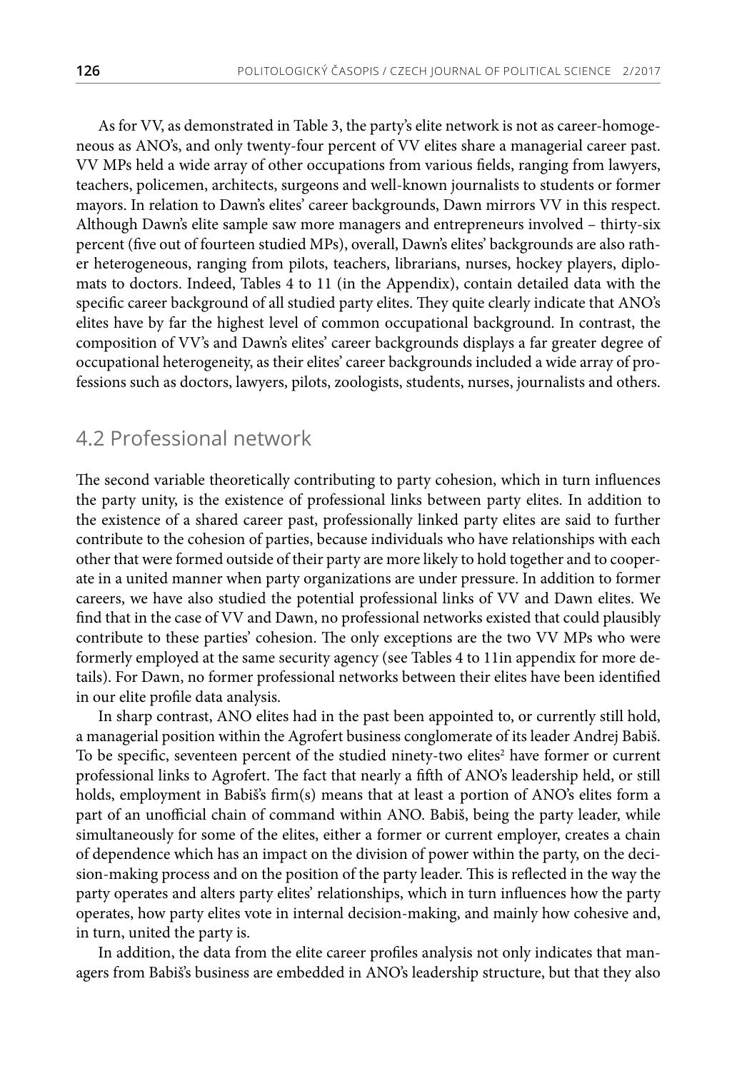As for VV, as demonstrated in Table 3, the party's elite network is not as career-homogeneous as ANO's, and only twenty-four percent of VV elites share a managerial career past. VV MPs held a wide array of other occupations from various fields, ranging from lawyers, teachers, policemen, architects, surgeons and well-known journalists to students or former mayors. In relation to Dawn's elites' career backgrounds, Dawn mirrors VV in this respect. Although Dawn's elite sample saw more managers and entrepreneurs involved – thirty-six percent (five out of fourteen studied MPs), overall, Dawn's elites' backgrounds are also rather heterogeneous, ranging from pilots, teachers, librarians, nurses, hockey players, diplomats to doctors. Indeed, Tables 4 to 11 (in the Appendix), contain detailed data with the specific career background of all studied party elites. They quite clearly indicate that ANO's elites have by far the highest level of common occupational background. In contrast, the composition of VV's and Dawn's elites' career backgrounds displays a far greater degree of occupational heterogeneity, as their elites' career backgrounds included a wide array of professions such as doctors, lawyers, pilots, zoologists, students, nurses, journalists and others.

## 4.2 Professional network

The second variable theoretically contributing to party cohesion, which in turn influences the party unity, is the existence of professional links between party elites. In addition to the existence of a shared career past, professionally linked party elites are said to further contribute to the cohesion of parties, because individuals who have relationships with each other that were formed outside of their party are more likely to hold together and to cooperate in a united manner when party organizations are under pressure. In addition to former careers, we have also studied the potential professional links of VV and Dawn elites. We find that in the case of VV and Dawn, no professional networks existed that could plausibly contribute to these parties' cohesion. The only exceptions are the two VV MPs who were formerly employed at the same security agency (see Tables 4 to 11in appendix for more details). For Dawn, no former professional networks between their elites have been identified in our elite profile data analysis.

In sharp contrast, ANO elites had in the past been appointed to, or currently still hold, a managerial position within the Agrofert business conglomerate of its leader Andrej Babiš. To be specific, seventeen percent of the studied ninety-two elites[2] have former or current professional links to Agrofert. The fact that nearly a fifth of ANO's leadership held, or still holds, employment in Babiš's firm(s) means that at least a portion of ANO's elites form a part of an unofficial chain of command within ANO. Babiš, being the party leader, while simultaneously for some of the elites, either a former or current employer, creates a chain of dependence which has an impact on the division of power within the party, on the decision-making process and on the position of the party leader. This is reflected in the way the party operates and alters party elites' relationships, which in turn influences how the party operates, how party elites vote in internal decision-making, and mainly how cohesive and, in turn, united the party is.

In addition, the data from the elite career profiles analysis not only indicates that managers from Babiš's business are embedded in ANO's leadership structure, but that they also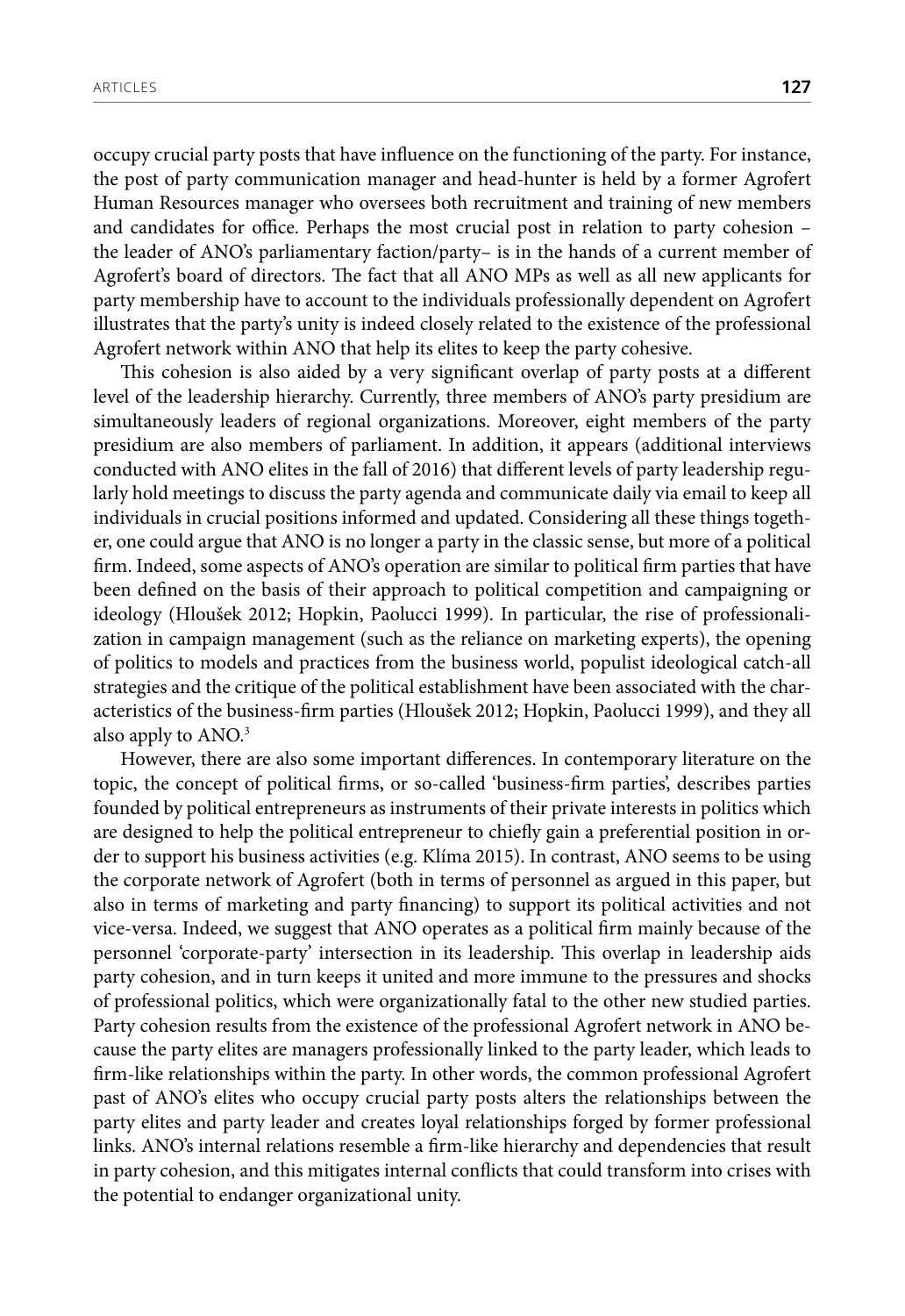occupy crucial party posts that have influence on the functioning of the party. For instance, the post of party communication manager and head-hunter is held by a former Agrofert Human Resources manager who oversees both recruitment and training of new members and candidates for office. Perhaps the most crucial post in relation to party cohesion – the leader of ANO's parliamentary faction/party– is in the hands of a current member of Agrofert's board of directors. The fact that all ANO MPs as well as all new applicants for party membership have to account to the individuals professionally dependent on Agrofert illustrates that the party's unity is indeed closely related to the existence of the professional Agrofert network within ANO that help its elites to keep the party cohesive.

This cohesion is also aided by a very significant overlap of party posts at a different level of the leadership hierarchy. Currently, three members of ANO's party presidium are simultaneously leaders of regional organizations. Moreover, eight members of the party presidium are also members of parliament. In addition, it appears (additional interviews conducted with ANO elites in the fall of 2016) that different levels of party leadership regularly hold meetings to discuss the party agenda and communicate daily via email to keep all individuals in crucial positions informed and updated. Considering all these things together, one could argue that ANO is no longer a party in the classic sense, but more of a political firm. Indeed, some aspects of ANO's operation are similar to political firm parties that have been defined on the basis of their approach to political competition and campaigning or ideology (Hloušek 2012; Hopkin, Paolucci 1999). In particular, the rise of professionalization in campaign management (such as the reliance on marketing experts), the opening of politics to models and practices from the business world, populist ideological catch-all strategies and the critique of the political establishment have been associated with the characteristics of the business-firm parties (Hloušek 2012; Hopkin, Paolucci 1999), and they all also apply to ANO.[3]

However, there are also some important differences. In contemporary literature on the topic, the concept of political firms, or so-called 'business-firm parties', describes parties founded by political entrepreneurs as instruments of their private interests in politics which are designed to help the political entrepreneur to chiefly gain a preferential position in order to support his business activities (e.g. Klíma 2015). In contrast, ANO seems to be using the corporate network of Agrofert (both in terms of personnel as argued in this paper, but also in terms of marketing and party financing) to support its political activities and not vice-versa. Indeed, we suggest that ANO operates as a political firm mainly because of the personnel 'corporate-party' intersection in its leadership. This overlap in leadership aids party cohesion, and in turn keeps it united and more immune to the pressures and shocks of professional politics, which were organizationally fatal to the other new studied parties. Party cohesion results from the existence of the professional Agrofert network in ANO because the party elites are managers professionally linked to the party leader, which leads to firm-like relationships within the party. In other words, the common professional Agrofert past of ANO's elites who occupy crucial party posts alters the relationships between the party elites and party leader and creates loyal relationships forged by former professional links. ANO's internal relations resemble a firm-like hierarchy and dependencies that result in party cohesion, and this mitigates internal conflicts that could transform into crises with the potential to endanger organizational unity.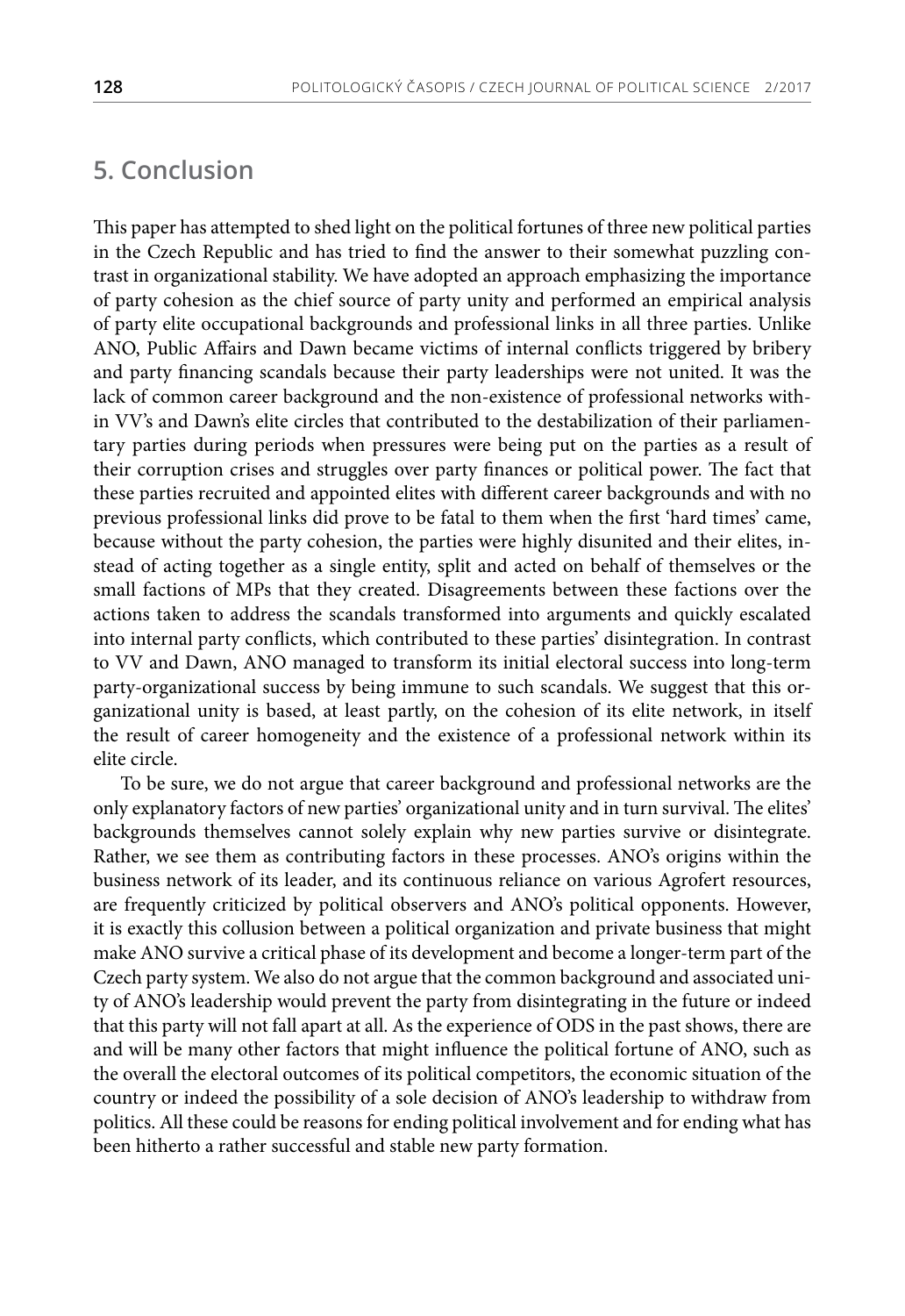## 5. Conclusion

This paper has attempted to shed light on the political fortunes of three new political parties in the Czech Republic and has tried to find the answer to their somewhat puzzling contrast in organizational stability. We have adopted an approach emphasizing the importance of party cohesion as the chief source of party unity and performed an empirical analysis of party elite occupational backgrounds and professional links in all three parties. Unlike ANO, Public Affairs and Dawn became victims of internal conflicts triggered by bribery and party financing scandals because their party leaderships were not united. It was the lack of common career background and the non-existence of professional networks within VV's and Dawn's elite circles that contributed to the destabilization of their parliamentary parties during periods when pressures were being put on the parties as a result of their corruption crises and struggles over party finances or political power. The fact that these parties recruited and appointed elites with different career backgrounds and with no previous professional links did prove to be fatal to them when the first 'hard times' came, because without the party cohesion, the parties were highly disunited and their elites, instead of acting together as a single entity, split and acted on behalf of themselves or the small factions of MPs that they created. Disagreements between these factions over the actions taken to address the scandals transformed into arguments and quickly escalated into internal party conflicts, which contributed to these parties' disintegration. In contrast to VV and Dawn, ANO managed to transform its initial electoral success into long-term party-organizational success by being immune to such scandals. We suggest that this organizational unity is based, at least partly, on the cohesion of its elite network, in itself the result of career homogeneity and the existence of a professional network within its elite circle.

To be sure, we do not argue that career background and professional networks are the only explanatory factors of new parties' organizational unity and in turn survival. The elites' backgrounds themselves cannot solely explain why new parties survive or disintegrate. Rather, we see them as contributing factors in these processes. ANO's origins within the business network of its leader, and its continuous reliance on various Agrofert resources, are frequently criticized by political observers and ANO's political opponents. However, it is exactly this collusion between a political organization and private business that might make ANO survive a critical phase of its development and become a longer-term part of the Czech party system. We also do not argue that the common background and associated unity of ANO's leadership would prevent the party from disintegrating in the future or indeed that this party will not fall apart at all. As the experience of ODS in the past shows, there are and will be many other factors that might influence the political fortune of ANO, such as the overall the electoral outcomes of its political competitors, the economic situation of the country or indeed the possibility of a sole decision of ANO's leadership to withdraw from politics. All these could be reasons for ending political involvement and for ending what has been hitherto a rather successful and stable new party formation.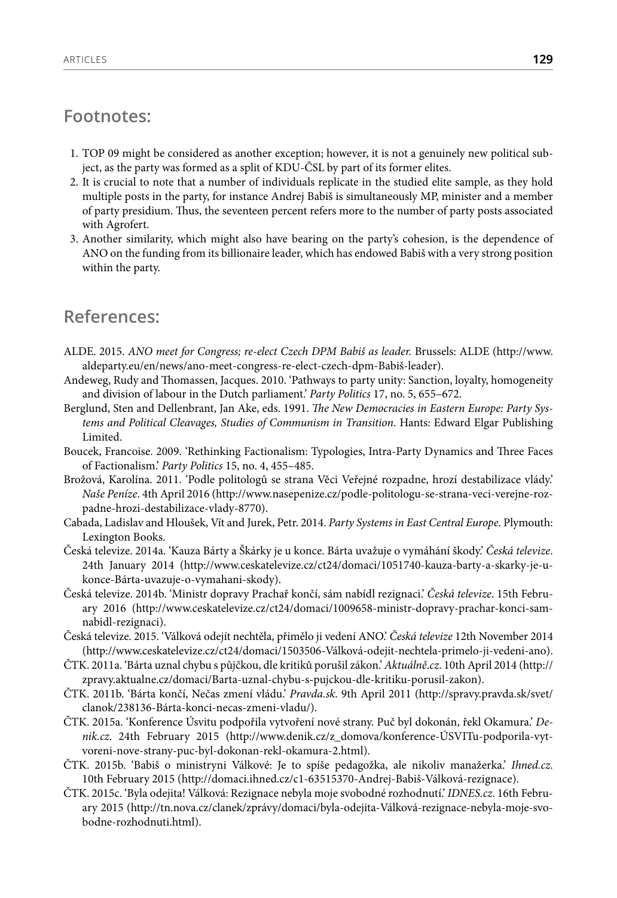## Footnotes:

1. TOP 09 might be considered as another exception; however, it is not a genuinely new political subject, as the party was formed as a split of KDU-ČSL by part of its former elites.
2. It is crucial to note that a number of individuals replicate in the studied elite sample, as they hold multiple posts in the party, for instance Andrej Babiš is simultaneously MP, minister and a member of party presidium. Thus, the seventeen percent refers more to the number of party posts associated with Agrofert.
3. Another similarity, which might also have bearing on the party's cohesion, is the dependence of ANO on the funding from its billionaire leader, which has endowed Babiš with a very strong position within the party.

## References:

ALDE. 2015. *ANO meet for Congress; re-elect Czech DPM Babiš as leader.* Brussels: ALDE (http://www.aldeparty.eu/en/news/ano-meet-congress-re-elect-czech-dpm-Babiš-leader).

Andeweg, Rudy and Thomassen, Jacques. 2010. 'Pathways to party unity: Sanction, loyalty, homogeneity and division of labour in the Dutch parliament.' *Party Politics* 17, no. 5, 655–672.

Berglund, Sten and Dellenbrant, Jan Ake, eds. 1991. *The New Democracies in Eastern Europe: Party Systems and Political Cleavages, Studies of Communism in Transition*. Hants: Edward Elgar Publishing Limited.

Boucek, Francoise. 2009. 'Rethinking Factionalism: Typologies, Intra-Party Dynamics and Three Faces of Factionalism.' *Party Politics* 15, no. 4, 455–485.

Brožová, Karolína. 2011. 'Podle politologů se strana Věci Veřejné rozpadne, hrozí destabilizace vlády.' *Naše Peníze*. 4th April 2016 (http://www.nasepenize.cz/podle-politologu-se-strana-veci-verejne-rozpadne-hrozi-destabilizace-vlady-8770).

Cabada, Ladislav and Hloušek, Vít and Jurek, Petr. 2014. *Party Systems in East Central Europe*. Plymouth: Lexington Books.

Česká televize. 2014a. 'Kauza Bárty a Škárky je u konce. Bárta uvažuje o vymáhání škody.' *Česká televize*. 24th January 2014 (http://www.ceskatelevize.cz/ct24/domaci/1051740-kauza-barty-a-skarky-je-u-konce-Bárta-uvazuje-o-vymahani-skody).

Česká televize. 2014b. 'Ministr dopravy Prachař končí, sám nabídl rezignaci.' *Česká televize*. 15th February 2016 (http://www.ceskatelevize.cz/ct24/domaci/1009658-ministr-dopravy-prachar-konci-sam-nabidl-rezignaci).

Česká televize. 2015. 'Válková odejít nechtěla, přimělo ji vedení ANO.' *Česká televize* 12th November 2014 (http://www.ceskatelevize.cz/ct24/domaci/1503506-Válková-odejit-nechtela-primelo-ji-vedeni-ano).

ČTK. 2011a. 'Bárta uznal chybu s půjčkou, dle kritiků porušil zákon.' *Aktuálně.cz*. 10th April 2014 (http://zpravy.aktualne.cz/domaci/Barta-uznal-chybu-s-pujckou-dle-kritiku-porusil-zakon).

ČTK. 2011b. 'Bárta končí, Nečas zmení vládu.' *Pravda.sk*. 9th April 2011 (http://spravy.pravda.sk/svet/clanok/238136-Bárta-konci-necas-zmeni-vladu/).

ČTK. 2015a. 'Konference Úsvitu podpořila vytvoření nové strany. Puč byl dokonán, řekl Okamura.' *Denik.cz*. 24th February 2015 (http://www.denik.cz/z_domova/konference-ÚSVITu-podporila-vytvoreni-nove-strany-puc-byl-dokonan-rekl-okamura-2.html).

ČTK. 2015b. 'Babiš o ministryni Válkové: Je to spíše pedagožka, ale nikoliv manažerka.' *Ihned.cz*. 10th February 2015 (http://domaci.ihned.cz/c1-63515370-Andrej-Babiš-Válková-rezignace).

ČTK. 2015c. 'Byla odejita! Válková: Rezignace nebyla moje svobodné rozhodnutí.' *IDNES.cz*. 16th February 2015 (http://tn.nova.cz/clanek/zprávy/domaci/byla-odejita-Válková-rezignace-nebyla-moje-svobodne-rozhodnuti.html).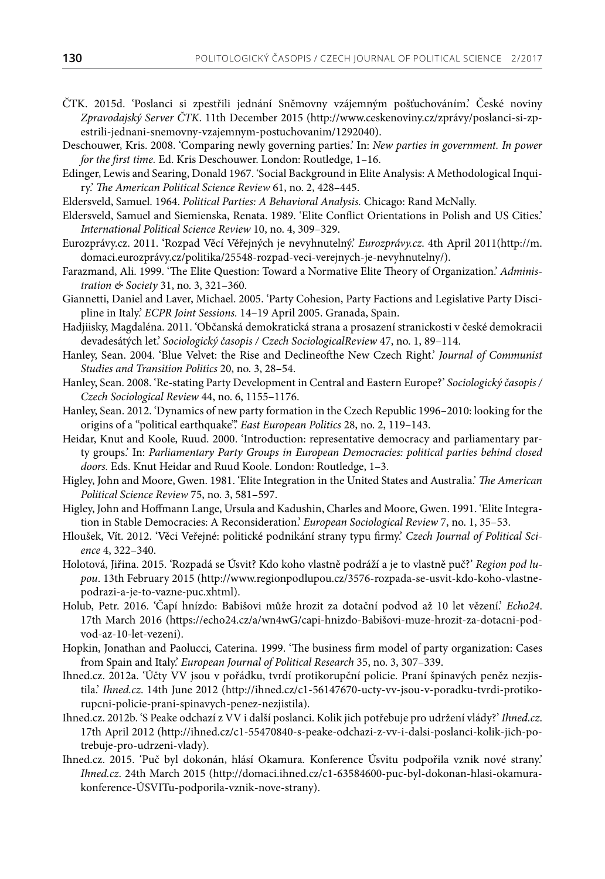ČTK. 2015d. 'Poslanci si zpestřili jednání Sněmovny vzájemným pošťuchováním.' České noviny *Zpravodajský Server ČTK*. 11th December 2015 (http://www.ceskenoviny.cz/zprávy/poslanci-si-zpestrili-jednani-snemovny-vzajemnym-postuchovanim/1292040).

Deschouwer, Kris. 2008. 'Comparing newly governing parties.' In: *New parties in government. In power for the first time.* Ed. Kris Deschouwer. London: Routledge, 1–16.

Edinger, Lewis and Searing, Donald 1967. 'Social Background in Elite Analysis: A Methodological Inquiry.' *The American Political Science Review* 61, no. 2, 428–445.

Eldersveld, Samuel. 1964. *Political Parties: A Behavioral Analysis.* Chicago: Rand McNally.

Eldersveld, Samuel and Siemienska, Renata. 1989. 'Elite Conflict Orientations in Polish and US Cities.' *International Political Science Review* 10, no. 4, 309–329.

Eurozprávy.cz. 2011. 'Rozpad Věcí Věřejných je nevyhnutelný.' *Eurozprávy.cz.* 4th April 2011(http://m.domaci.eurozprávy.cz/politika/25548-rozpad-veci-verejnych-je-nevyhnutelny/).

Farazmand, Ali. 1999. 'The Elite Question: Toward a Normative Elite Theory of Organization.' *Administration & Society* 31, no. 3, 321–360.

Giannetti, Daniel and Laver, Michael. 2005. 'Party Cohesion, Party Factions and Legislative Party Discipline in Italy.' *ECPR Joint Sessions.* 14–19 April 2005. Granada, Spain.

Hadjiisky, Magdaléna. 2011. 'Občanská demokratická strana a prosazení stranickosti v české demokracii devadesátých let.' *Sociologický časopis / Czech SociologicalReview* 47, no. 1, 89–114.

Hanley, Sean. 2004. 'Blue Velvet: the Rise and Declineofthe New Czech Right.' *Journal of Communist Studies and Transition Politics* 20, no. 3, 28–54.

Hanley, Sean. 2008. 'Re-stating Party Development in Central and Eastern Europe?' *Sociologický časopis / Czech Sociological Review* 44, no. 6, 1155–1176.

Hanley, Sean. 2012. 'Dynamics of new party formation in the Czech Republic 1996–2010: looking for the origins of a "political earthquake".' *East European Politics* 28, no. 2, 119–143.

Heidar, Knut and Koole, Ruud. 2000. 'Introduction: representative democracy and parliamentary party groups.' In: *Parliamentary Party Groups in European Democracies: political parties behind closed doors.* Eds. Knut Heidar and Ruud Koole. London: Routledge, 1–3.

Higley, John and Moore, Gwen. 1981. 'Elite Integration in the United States and Australia.' *The American Political Science Review* 75, no. 3, 581–597.

Higley, John and Hoffmann Lange, Ursula and Kadushin, Charles and Moore, Gwen. 1991. 'Elite Integration in Stable Democracies: A Reconsideration.' *European Sociological Review* 7, no. 1, 35–53.

Hloušek, Vít. 2012. 'Věci Veřejné: politické podnikání strany typu firmy.' *Czech Journal of Political Science* 4, 322–340.

Holotová, Jiřina. 2015. 'Rozpadá se Úsvit? Kdo koho vlastně podráží a je to vlastně puč?' *Region pod lupou*. 13th February 2015 (http://www.regionpodlupou.cz/3576-rozpada-se-usvit-kdo-koho-vlastne-podrazi-a-je-to-vazne-puc.xhtml).

Holub, Petr. 2016. 'Čapí hnízdo: Babišovi může hrozit za dotační podvod až 10 let vězení.' *Echo24*. 17th March 2016 (https://echo24.cz/a/wn4wG/capi-hnizdo-Babišovi-muze-hrozit-za-dotacni-podvod-az-10-let-vezeni).

Hopkin, Jonathan and Paolucci, Caterina. 1999. 'The business firm model of party organization: Cases from Spain and Italy.' *European Journal of Political Research* 35, no. 3, 307–339.

Ihned.cz. 2012a. 'Účty VV jsou v pořádku, tvrdí protikorupční policie. Praní špinavých peněz nezjistila.' *Ihned.cz*. 14th June 2012 (http://ihned.cz/c1-56147670-ucty-vv-jsou-v-poradku-tvrdi-protikorupcni-policie-prani-spinavych-penez-nezjistila).

Ihned.cz. 2012b. 'S Peake odchazí z VV i další poslanci. Kolik jich potřebuje pro udržení vlády?' *Ihned.cz*. 17th April 2012 (http://ihned.cz/c1-55470840-s-peake-odchazi-z-vv-i-dalsi-poslanci-kolik-jich-potrebuje-pro-udrzeni-vlady).

Ihned.cz. 2015. 'Puč byl dokonán, hlásí Okamura. Konference Úsvitu podpořila vznik nové strany.' *Ihned.cz*. 24th March 2015 (http://domaci.ihned.cz/c1-63584600-puc-byl-dokonan-hlasi-okamura-konference-ÚSVITu-podporila-vznik-nove-strany).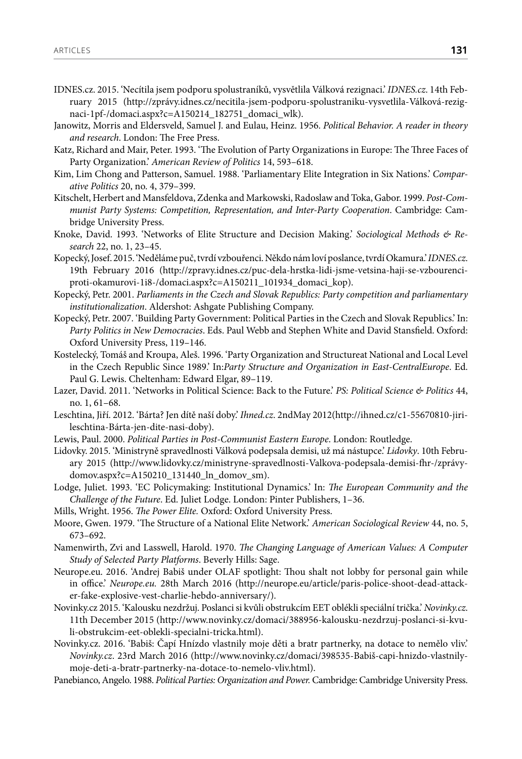IDNES.cz. 2015. 'Necítila jsem podporu spolustraníků, vysvětlila Válková rezignaci.' *IDNES.cz*. 14th February 2015 (http://zprávy.idnes.cz/necitila-jsem-podporu-spolustraniku-vysvetlila-Válková-rezignaci-1pf-/domaci.aspx?c=A150214_182751_domaci_wlk).

Janowitz, Morris and Eldersveld, Samuel J. and Eulau, Heinz. 1956. *Political Behavior. A reader in theory and research*. London: The Free Press.

Katz, Richard and Mair, Peter. 1993. 'The Evolution of Party Organizations in Europe: The Three Faces of Party Organization.' *American Review of Politics* 14, 593–618.

Kim, Lim Chong and Patterson, Samuel. 1988. 'Parliamentary Elite Integration in Six Nations.' *Comparative Politics* 20, no. 4, 379–399.

Kitschelt, Herbert and Mansfeldova, Zdenka and Markowski, Radoslaw and Toka, Gabor. 1999. *Post-Communist Party Systems: Competition, Representation, and Inter-Party Cooperation*. Cambridge: Cambridge University Press.

Knoke, David. 1993. 'Networks of Elite Structure and Decision Making.' *Sociological Methods & Research* 22, no. 1, 23–45.

Kopecký, Josef. 2015. 'Neděláme puč, tvrdí vzbouřenci. Někdo nám loví poslance, tvrdí Okamura.' *IDNES.cz*. 19th February 2016 (http://zpravy.idnes.cz/puc-dela-hrstka-lidi-jsme-vetsina-haji-se-vzbourenci-proti-okamurovi-1i8-/domaci.aspx?c=A150211_101934_domaci_kop).

Kopecký, Petr. 2001. *Parliaments in the Czech and Slovak Republics: Party competition and parliamentary institutionalization*. Aldershot: Ashgate Publishing Company.

Kopecký, Petr. 2007. 'Building Party Government: Political Parties in the Czech and Slovak Republics.' In: *Party Politics in New Democracies*. Eds. Paul Webb and Stephen White and David Stansfield. Oxford: Oxford University Press, 119–146.

Kostelecký, Tomáš and Kroupa, Aleš. 1996. 'Party Organization and Structureat National and Local Level in the Czech Republic Since 1989.' In:*Party Structure and Organization in East-CentralEurope*. Ed. Paul G. Lewis. Cheltenham: Edward Elgar, 89–119.

Lazer, David. 2011. 'Networks in Political Science: Back to the Future.' *PS: Political Science & Politics* 44, no. 1, 61–68.

Leschtina, Jiří. 2012. 'Bárta? Jen dítě naší doby.' *Ihned.cz*. 2ndMay 2012(http://ihned.cz/c1-55670810-jiri-leschtina-Bárta-jen-dite-nasi-doby).

Lewis, Paul. 2000. *Political Parties in Post-Communist Eastern Europe*. London: Routledge.

Lidovky. 2015. 'Ministryně spravedlnosti Válková podepsala demisi, už má nástupce.' *Lidovky*. 10th February 2015 (http://www.lidovky.cz/ministryne-spravedlnosti-Valkova-podepsala-demisi-fhr-/zprávy-domov.aspx?c=A150210_131440_ln_domov_sm).

Lodge, Juliet. 1993. 'EC Policymaking: Institutional Dynamics.' In: *The European Community and the Challenge of the Future*. Ed. Juliet Lodge. London: Pinter Publishers, 1–36.

Mills, Wright. 1956. *The Power Elite.* Oxford: Oxford University Press.

Moore, Gwen. 1979. 'The Structure of a National Elite Network.' *American Sociological Review* 44, no. 5, 673–692.

Namenwirth, Zvi and Lasswell, Harold. 1970. *The Changing Language of American Values: A Computer Study of Selected Party Platforms*. Beverly Hills: Sage.

Neurope.eu. 2016. 'Andrej Babiš under OLAF spotlight: Thou shalt not lobby for personal gain while in office.' *Neurope.eu.* 28th March 2016 (http://neurope.eu/article/paris-police-shoot-dead-attacker-fake-explosive-vest-charlie-hebdo-anniversary/).

Novinky.cz 2015. 'Kalousku nezdržuj. Poslanci si kvůli obstrukcím EET oblékli speciální trička.' *Novinky.cz*. 11th December 2015 (http://www.novinky.cz/domaci/388956-kalousku-nezdrzuj-poslanci-si-kvuli-obstrukcim-eet-oblekli-specialni-tricka.html).

Novinky.cz. 2016. 'Babiš: Čapí Hnízdo vlastnily moje děti a bratr partnerky, na dotace to nemělo vliv.' *Novinky.cz*. 23rd March 2016 (http://www.novinky.cz/domaci/398535-Babiš-capi-hnizdo-vlastnily-moje-deti-a-bratr-partnerky-na-dotace-to-nemelo-vliv.html).

Panebianco, Angelo. 1988. *Political Parties: Organization and Power.* Cambridge: Cambridge University Press.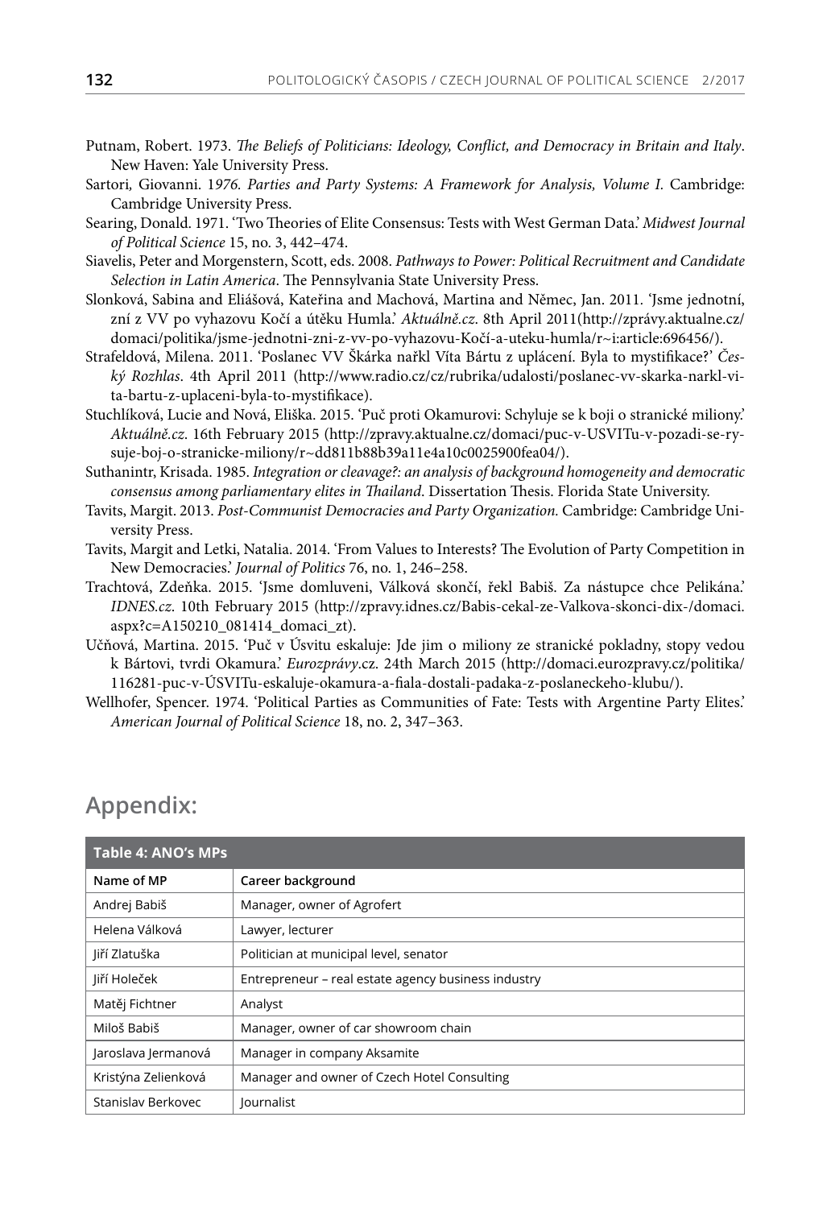Putnam, Robert. 1973. *The Beliefs of Politicians: Ideology, Conflict, and Democracy in Britain and Italy*. New Haven: Yale University Press.

Sartori, Giovanni. 1*976. Parties and Party Systems: A Framework for Analysis, Volume I.* Cambridge: Cambridge University Press.

Searing, Donald. 1971. 'Two Theories of Elite Consensus: Tests with West German Data.' *Midwest Journal of Political Science* 15, no. 3, 442–474.

Siavelis, Peter and Morgenstern, Scott, eds. 2008. *Pathways to Power: Political Recruitment and Candidate Selection in Latin America*. The Pennsylvania State University Press.

Slonková, Sabina and Eliášová, Kateřina and Machová, Martina and Němec, Jan. 2011. 'Jsme jednotní, zní z VV po vyhazovu Kočí a útěku Humla.' *Aktuálně.cz*. 8th April 2011(http://zprávy.aktualne.cz/domaci/politika/jsme-jednotni-zni-z-vv-po-vyhazovu-Kočí-a-uteku-humla/r~i:article:696456/).

Strafeldová, Milena. 2011. 'Poslanec VV Škárka nařkl Víta Bártu z uplácení. Byla to mystifikace?' *Český Rozhlas*. 4th April 2011 (http://www.radio.cz/cz/rubrika/udalosti/poslanec-vv-skarka-narkl-vita-bartu-z-uplaceni-byla-to-mystifikace).

Stuchlíková, Lucie and Nová, Eliška. 2015. 'Puč proti Okamurovi: Schyluje se k boji o stranické miliony.' *Aktuálně.cz.* 16th February 2015 (http://zpravy.aktualne.cz/domaci/puc-v-USVITu-v-pozadi-se-rysuje-boj-o-stranicke-miliony/r~dd811b88b39a11e4a10c0025900fea04/).

Suthanintr, Krisada. 1985. *Integration or cleavage?: an analysis of background homogeneity and democratic consensus among parliamentary elites in Thailand*. Dissertation Thesis. Florida State University.

Tavits, Margit. 2013. *Post-Communist Democracies and Party Organization.* Cambridge: Cambridge University Press.

Tavits, Margit and Letki, Natalia. 2014. 'From Values to Interests? The Evolution of Party Competition in New Democracies.' *Journal of Politics* 76, no. 1, 246–258.

Trachtová, Zdeňka. 2015. 'Jsme domluveni, Válková skončí, řekl Babiš. Za nástupce chce Pelikána.' *IDNES.cz*. 10th February 2015 (http://zpravy.idnes.cz/Babis-cekal-ze-Valkova-skonci-dix-/domaci.aspx?c=A150210_081414_domaci_zt).

Učňová, Martina. 2015. 'Puč v Úsvitu eskaluje: Jde jim o miliony ze stranické pokladny, stopy vedou k Bártovi, tvrdí Okamura.' *Eurozprávy*.cz. 24th March 2015 (http://domaci.eurozpravy.cz/politika/116281-puc-v-ÚSVITu-eskaluje-okamura-a-fiala-dostali-padaka-z-poslaneckeho-klubu/).

Wellhofer, Spencer. 1974. 'Political Parties as Communities of Fate: Tests with Argentine Party Elites.' *American Journal of Political Science* 18, no. 2, 347–363.

## Appendix:

**Table 4: ANO's MPs**

| Name of MP | Career background |
|---|---|
| Andrej Babiš | Manager, owner of Agrofert |
| Helena Válková | Lawyer, lecturer |
| Jiří Zlatuška | Politician at municipal level, senator |
| Jiří Holeček | Entrepreneur – real estate agency business industry |
| Matěj Fichtner | Analyst |
| Miloš Babiš | Manager, owner of car showroom chain |
| Jaroslava Jermanová | Manager in company Aksamite |
| Kristýna Zelienková | Manager and owner of Czech Hotel Consulting |
| Stanislav Berkovec | Journalist |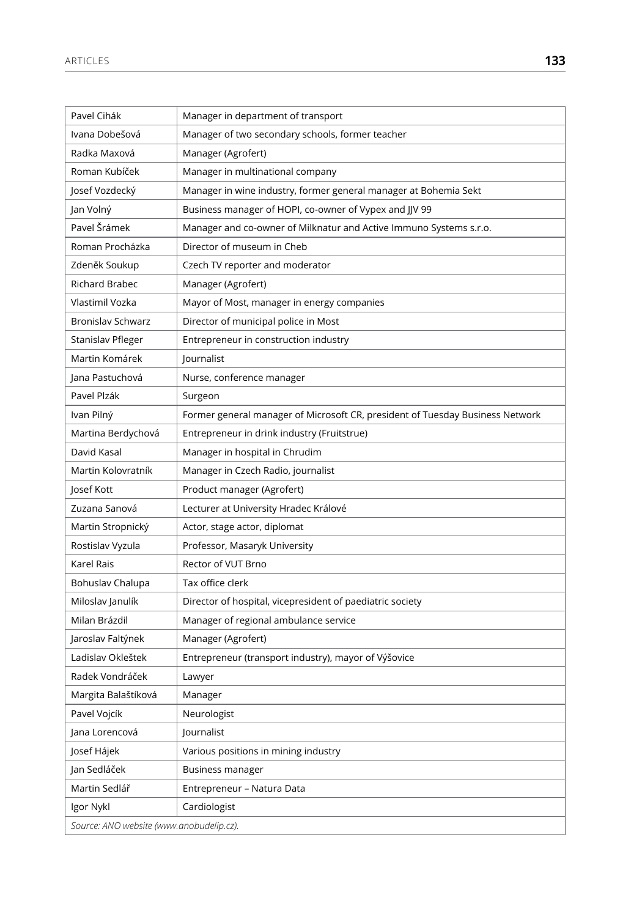| | |
|---|---|
| Pavel Cihák | Manager in department of transport |
| Ivana Dobešová | Manager of two secondary schools, former teacher |
| Radka Maxová | Manager (Agrofert) |
| Roman Kubíček | Manager in multinational company |
| Josef Vozdecký | Manager in wine industry, former general manager at Bohemia Sekt |
| Jan Volný | Business manager of HOPI, co-owner of Vypex and JJV 99 |
| Pavel Šrámek | Manager and co-owner of Milknatur and Active Immuno Systems s.r.o. |
| Roman Procházka | Director of museum in Cheb |
| Zdeněk Soukup | Czech TV reporter and moderator |
| Richard Brabec | Manager (Agrofert) |
| Vlastimil Vozka | Mayor of Most, manager in energy companies |
| Bronislav Schwarz | Director of municipal police in Most |
| Stanislav Pfleger | Entrepreneur in construction industry |
| Martin Komárek | Journalist |
| Jana Pastuchová | Nurse, conference manager |
| Pavel Plzák | Surgeon |
| Ivan Pilný | Former general manager of Microsoft CR, president of Tuesday Business Network |
| Martina Berdychová | Entrepreneur in drink industry (Fruitstrue) |
| David Kasal | Manager in hospital in Chrudim |
| Martin Kolovratník | Manager in Czech Radio, journalist |
| Josef Kott | Product manager (Agrofert) |
| Zuzana Sanová | Lecturer at University Hradec Králové |
| Martin Stropnický | Actor, stage actor, diplomat |
| Rostislav Vyzula | Professor, Masaryk University |
| Karel Rais | Rector of VUT Brno |
| Bohuslav Chalupa | Tax office clerk |
| Miloslav Janulík | Director of hospital, vicepresident of paediatric society |
| Milan Brázdil | Manager of regional ambulance service |
| Jaroslav Faltýnek | Manager (Agrofert) |
| Ladislav Okleštek | Entrepreneur (transport industry), mayor of Výšovice |
| Radek Vondráček | Lawyer |
| Margita Balaštíková | Manager |
| Pavel Vojcík | Neurologist |
| Jana Lorencová | Journalist |
| Josef Hájek | Various positions in mining industry |
| Jan Sedláček | Business manager |
| Martin Sedlář | Entrepreneur – Natura Data |
| Igor Nykl | Cardiologist |

*Source: ANO website (www.anobudelip.cz).*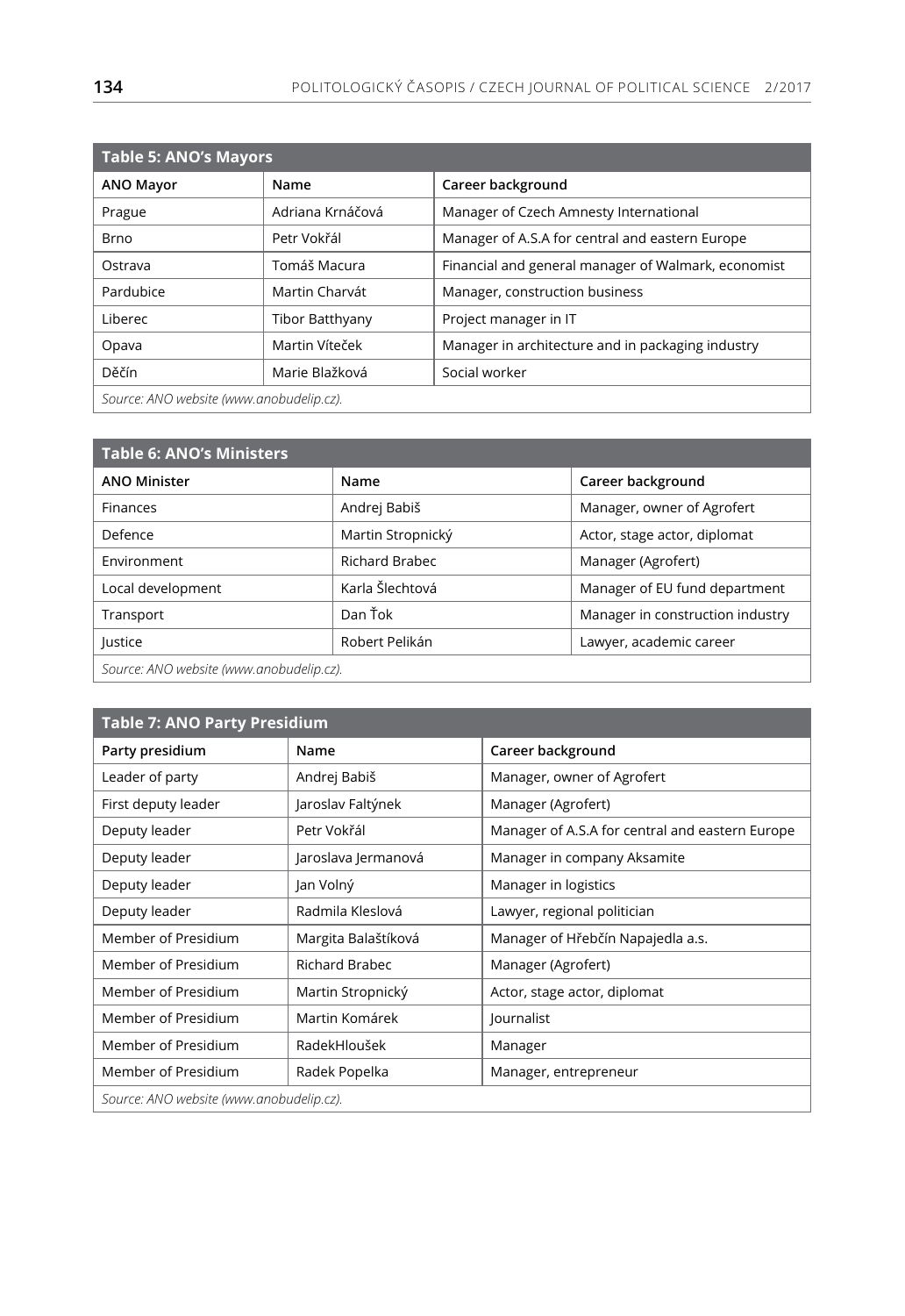**Table 5: ANO's Mayors**

| ANO Mayor | Name | Career background |
|---|---|---|
| Prague | Adriana Krnáčová | Manager of Czech Amnesty International |
| Brno | Petr Vokřál | Manager of A.S.A for central and eastern Europe |
| Ostrava | Tomáš Macura | Financial and general manager of Walmark, economist |
| Pardubice | Martin Charvát | Manager, construction business |
| Liberec | Tibor Batthyany | Project manager in IT |
| Opava | Martin Víteček | Manager in architecture and in packaging industry |
| Děčín | Marie Blažková | Social worker |

*Source: ANO website (www.anobudelip.cz).*

**Table 6: ANO's Ministers**

| ANO Minister | Name | Career background |
|---|---|---|
| Finances | Andrej Babiš | Manager, owner of Agrofert |
| Defence | Martin Stropnický | Actor, stage actor, diplomat |
| Environment | Richard Brabec | Manager (Agrofert) |
| Local development | Karla Šlechtová | Manager of EU fund department |
| Transport | Dan Ťok | Manager in construction industry |
| Justice | Robert Pelikán | Lawyer, academic career |

*Source: ANO website (www.anobudelip.cz).*

**Table 7: ANO Party Presidium**

| Party presidium | Name | Career background |
|---|---|---|
| Leader of party | Andrej Babiš | Manager, owner of Agrofert |
| First deputy leader | Jaroslav Faltýnek | Manager (Agrofert) |
| Deputy leader | Petr Vokřál | Manager of A.S.A for central and eastern Europe |
| Deputy leader | Jaroslava Jermanová | Manager in company Aksamite |
| Deputy leader | Jan Volný | Manager in logistics |
| Deputy leader | Radmila Kleslová | Lawyer, regional politician |
| Member of Presidium | Margita Balaštíková | Manager of Hřebčín Napajedla a.s. |
| Member of Presidium | Richard Brabec | Manager (Agrofert) |
| Member of Presidium | Martin Stropnický | Actor, stage actor, diplomat |
| Member of Presidium | Martin Komárek | Journalist |
| Member of Presidium | RadekHloušek | Manager |
| Member of Presidium | Radek Popelka | Manager, entrepreneur |

*Source: ANO website (www.anobudelip.cz).*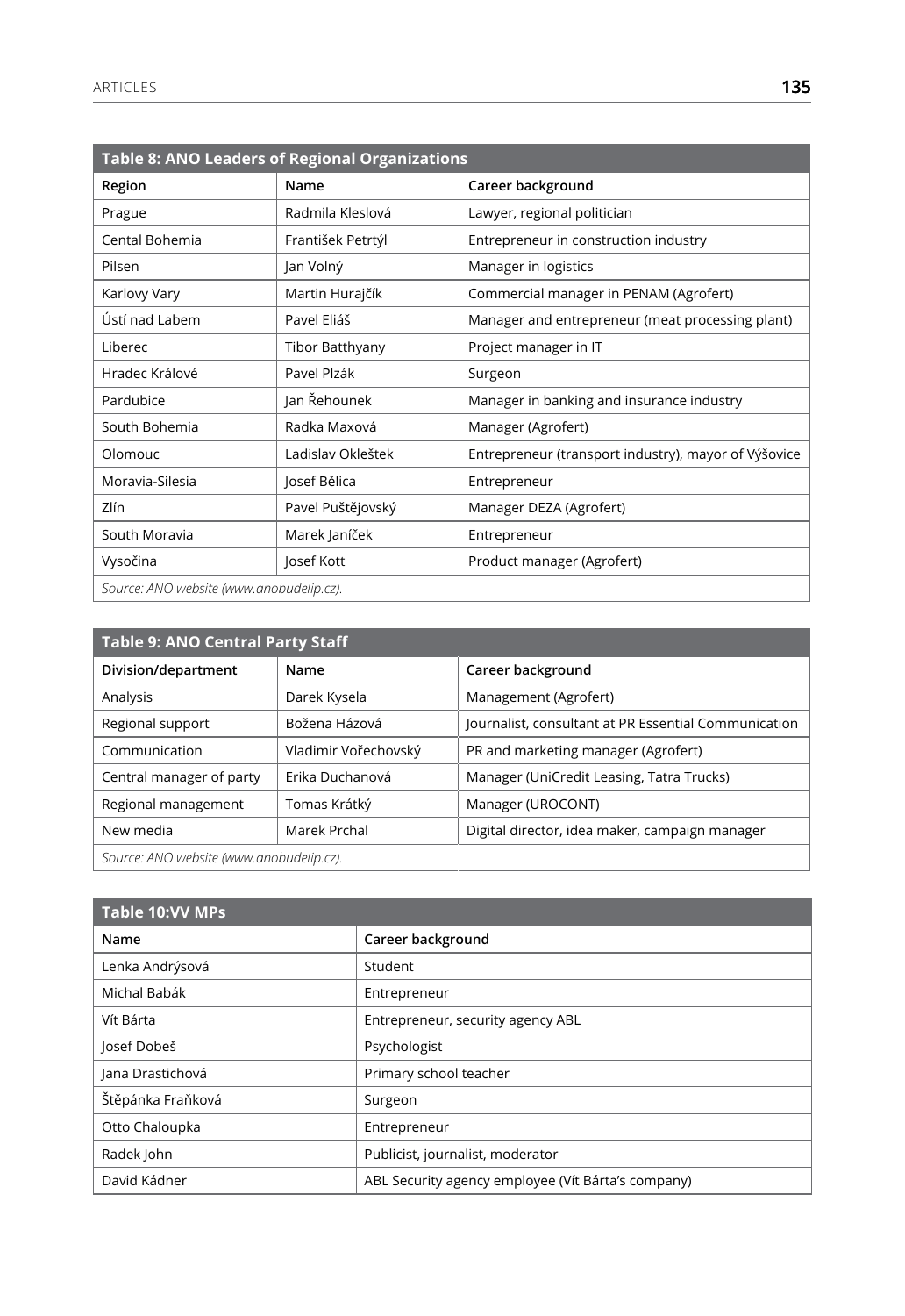**Table 8: ANO Leaders of Regional Organizations**

| Region | Name | Career background |
|---|---|---|
| Prague | Radmila Kleslová | Lawyer, regional politician |
| Cental Bohemia | František Petrtýl | Entrepreneur in construction industry |
| Pilsen | Jan Volný | Manager in logistics |
| Karlovy Vary | Martin Hurajčík | Commercial manager in PENAM (Agrofert) |
| Ústí nad Labem | Pavel Eliáš | Manager and entrepreneur (meat processing plant) |
| Liberec | Tibor Batthyany | Project manager in IT |
| Hradec Králové | Pavel Plzák | Surgeon |
| Pardubice | Jan Řehounek | Manager in banking and insurance industry |
| South Bohemia | Radka Maxová | Manager (Agrofert) |
| Olomouc | Ladislav Okleštek | Entrepreneur (transport industry), mayor of Výšovice |
| Moravia-Silesia | Josef Bělica | Entrepreneur |
| Zlín | Pavel Puštějovský | Manager DEZA (Agrofert) |
| South Moravia | Marek Janíček | Entrepreneur |
| Vysočina | Josef Kott | Product manager (Agrofert) |

*Source: ANO website (www.anobudelip.cz).*

**Table 9: ANO Central Party Staff**

| Division/department | Name | Career background |
|---|---|---|
| Analysis | Darek Kysela | Management (Agrofert) |
| Regional support | Božena Házová | Journalist, consultant at PR Essential Communication |
| Communication | Vladimir Vořechovský | PR and marketing manager (Agrofert) |
| Central manager of party | Erika Duchanová | Manager (UniCredit Leasing, Tatra Trucks) |
| Regional management | Tomas Krátký | Manager (UROCONT) |
| New media | Marek Prchal | Digital director, idea maker, campaign manager |

*Source: ANO website (www.anobudelip.cz).*

**Table 10:VV MPs**

| Name | Career background |
|---|---|
| Lenka Andrýsová | Student |
| Michal Babák | Entrepreneur |
| Vít Bárta | Entrepreneur, security agency ABL |
| Josef Dobeš | Psychologist |
| Jana Drastichová | Primary school teacher |
| Štěpánka Fraňková | Surgeon |
| Otto Chaloupka | Entrepreneur |
| Radek John | Publicist, journalist, moderator |
| David Kádner | ABL Security agency employee (Vít Bárta's company) |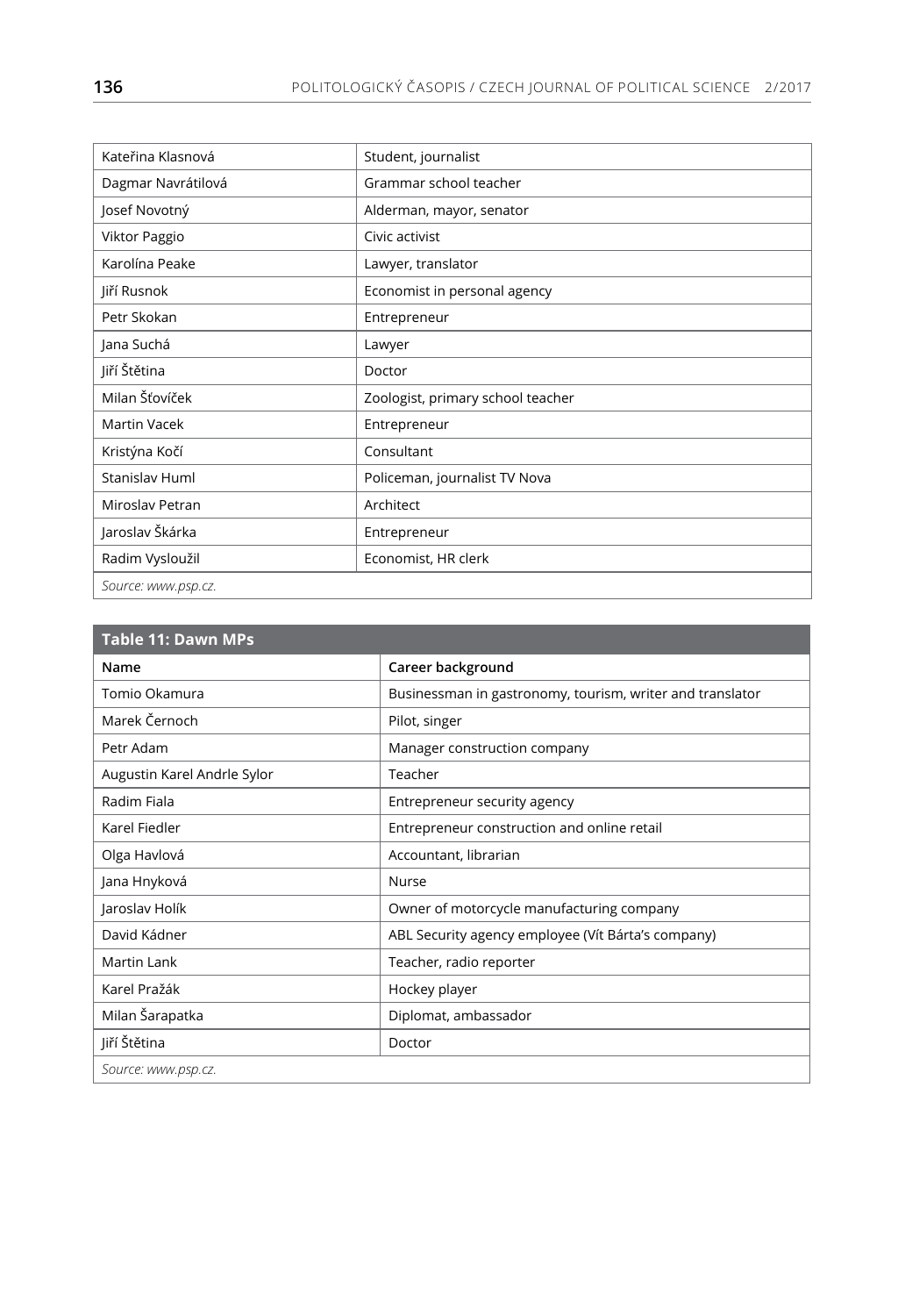| | |
|---|---|
| Kateřina Klasnová | Student, journalist |
| Dagmar Navrátilová | Grammar school teacher |
| Josef Novotný | Alderman, mayor, senator |
| Viktor Paggio | Civic activist |
| Karolína Peake | Lawyer, translator |
| Jiří Rusnok | Economist in personal agency |
| Petr Skokan | Entrepreneur |
| Jana Suchá | Lawyer |
| Jiří Štětina | Doctor |
| Milan Šťovíček | Zoologist, primary school teacher |
| Martin Vacek | Entrepreneur |
| Kristýna Kočí | Consultant |
| Stanislav Huml | Policeman, journalist TV Nova |
| Miroslav Petran | Architect |
| Jaroslav Škárka | Entrepreneur |
| Radim Vysloužil | Economist, HR clerk |

*Source: www.psp.cz.*

**Table 11: Dawn MPs**

| Name | Career background |
|---|---|
| Tomio Okamura | Businessman in gastronomy, tourism, writer and translator |
| Marek Černoch | Pilot, singer |
| Petr Adam | Manager construction company |
| Augustin Karel Andrle Sylor | Teacher |
| Radim Fiala | Entrepreneur security agency |
| Karel Fiedler | Entrepreneur construction and online retail |
| Olga Havlová | Accountant, librarian |
| Jana Hnyková | Nurse |
| Jaroslav Holík | Owner of motorcycle manufacturing company |
| David Kádner | ABL Security agency employee (Vít Bárta's company) |
| Martin Lank | Teacher, radio reporter |
| Karel Pražák | Hockey player |
| Milan Šarapatka | Diplomat, ambassador |
| Jiří Štětina | Doctor |

*Source: www.psp.cz.*